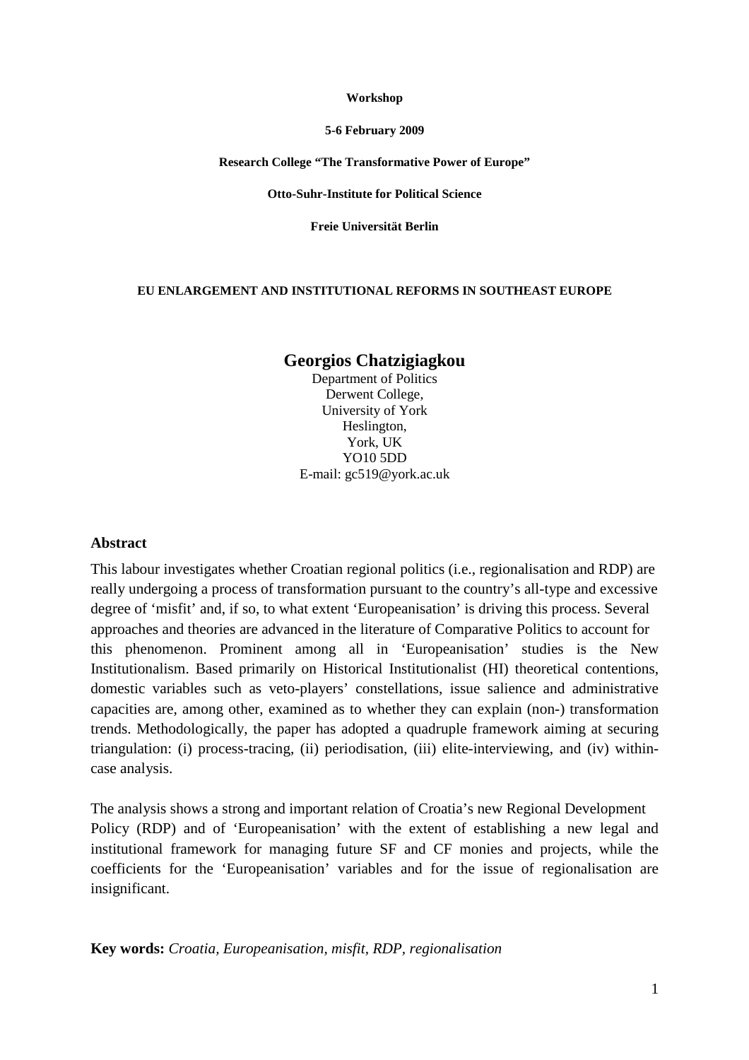**Workshop**

**5-6 February 2009**

**Research College "The Transformative Power of Europe"**

**Otto-Suhr-Institute for Political Science**

**Freie Universität Berlin**

**EU ENLARGEMENT AND INSTITUTIONAL REFORMS IN SOUTHEAST EUROPE**

**Georgios Chatzigiagkou**
Department of Politics
Derwent College,
University of York
Heslington,
York, UK
YO10 5DD
E-mail: gc519@york.ac.uk

## Abstract

This labour investigates whether Croatian regional politics (i.e., regionalisation and RDP) are really undergoing a process of transformation pursuant to the country's all-type and excessive degree of 'misfit' and, if so, to what extent 'Europeanisation' is driving this process. Several approaches and theories are advanced in the literature of Comparative Politics to account for this phenomenon. Prominent among all in 'Europeanisation' studies is the New Institutionalism. Based primarily on Historical Institutionalist (HI) theoretical contentions, domestic variables such as veto-players' constellations, issue salience and administrative capacities are, among other, examined as to whether they can explain (non-) transformation trends. Methodologically, the paper has adopted a quadruple framework aiming at securing triangulation: (i) process-tracing, (ii) periodisation, (iii) elite-interviewing, and (iv) within-case analysis.

The analysis shows a strong and important relation of Croatia's new Regional Development Policy (RDP) and of 'Europeanisation' with the extent of establishing a new legal and institutional framework for managing future SF and CF monies and projects, while the coefficients for the 'Europeanisation' variables and for the issue of regionalisation are insignificant.

**Key words:** *Croatia, Europeanisation, misfit, RDP, regionalisation*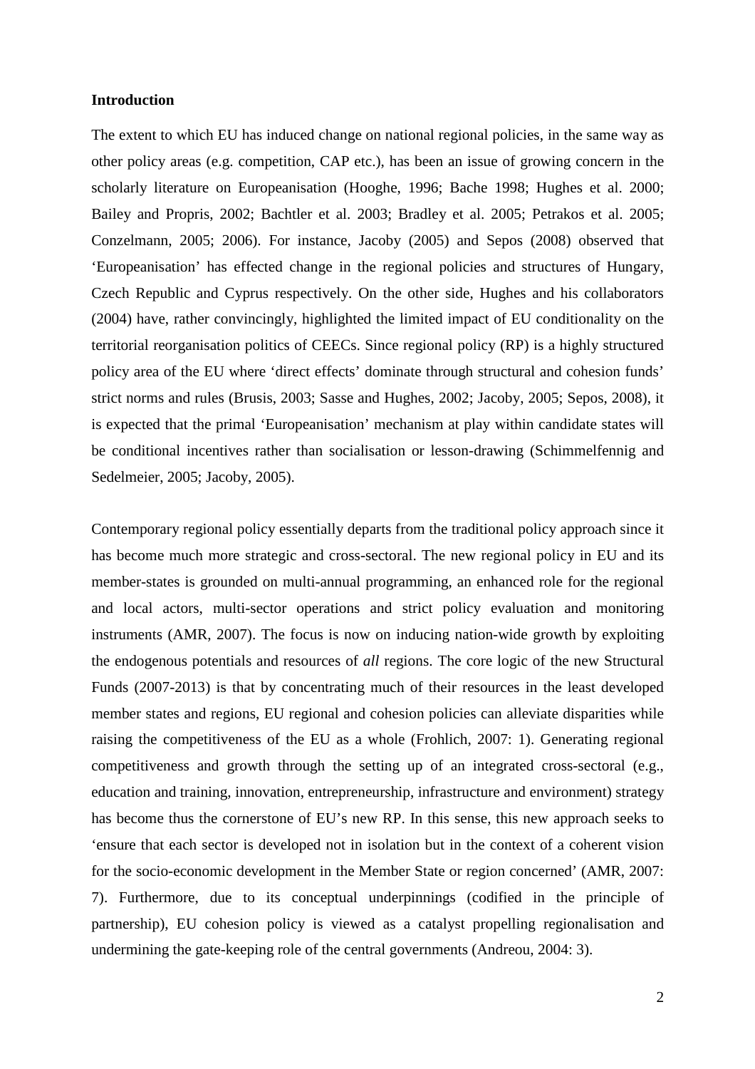**Introduction**

The extent to which EU has induced change on national regional policies, in the same way as other policy areas (e.g. competition, CAP etc.), has been an issue of growing concern in the scholarly literature on Europeanisation (Hooghe, 1996; Bache 1998; Hughes et al. 2000; Bailey and Propris, 2002; Bachtler et al. 2003; Bradley et al. 2005; Petrakos et al. 2005; Conzelmann, 2005; 2006). For instance, Jacoby (2005) and Sepos (2008) observed that 'Europeanisation' has effected change in the regional policies and structures of Hungary, Czech Republic and Cyprus respectively. On the other side, Hughes and his collaborators (2004) have, rather convincingly, highlighted the limited impact of EU conditionality on the territorial reorganisation politics of CEECs. Since regional policy (RP) is a highly structured policy area of the EU where 'direct effects' dominate through structural and cohesion funds' strict norms and rules (Brusis, 2003; Sasse and Hughes, 2002; Jacoby, 2005; Sepos, 2008), it is expected that the primal 'Europeanisation' mechanism at play within candidate states will be conditional incentives rather than socialisation or lesson-drawing (Schimmelfennig and Sedelmeier, 2005; Jacoby, 2005).

Contemporary regional policy essentially departs from the traditional policy approach since it has become much more strategic and cross-sectoral. The new regional policy in EU and its member-states is grounded on multi-annual programming, an enhanced role for the regional and local actors, multi-sector operations and strict policy evaluation and monitoring instruments (AMR, 2007). The focus is now on inducing nation-wide growth by exploiting the endogenous potentials and resources of *all* regions. The core logic of the new Structural Funds (2007-2013) is that by concentrating much of their resources in the least developed member states and regions, EU regional and cohesion policies can alleviate disparities while raising the competitiveness of the EU as a whole (Frohlich, 2007: 1). Generating regional competitiveness and growth through the setting up of an integrated cross-sectoral (e.g., education and training, innovation, entrepreneurship, infrastructure and environment) strategy has become thus the cornerstone of EU's new RP. In this sense, this new approach seeks to 'ensure that each sector is developed not in isolation but in the context of a coherent vision for the socio-economic development in the Member State or region concerned' (AMR, 2007: 7). Furthermore, due to its conceptual underpinnings (codified in the principle of partnership), EU cohesion policy is viewed as a catalyst propelling regionalisation and undermining the gate-keeping role of the central governments (Andreou, 2004: 3).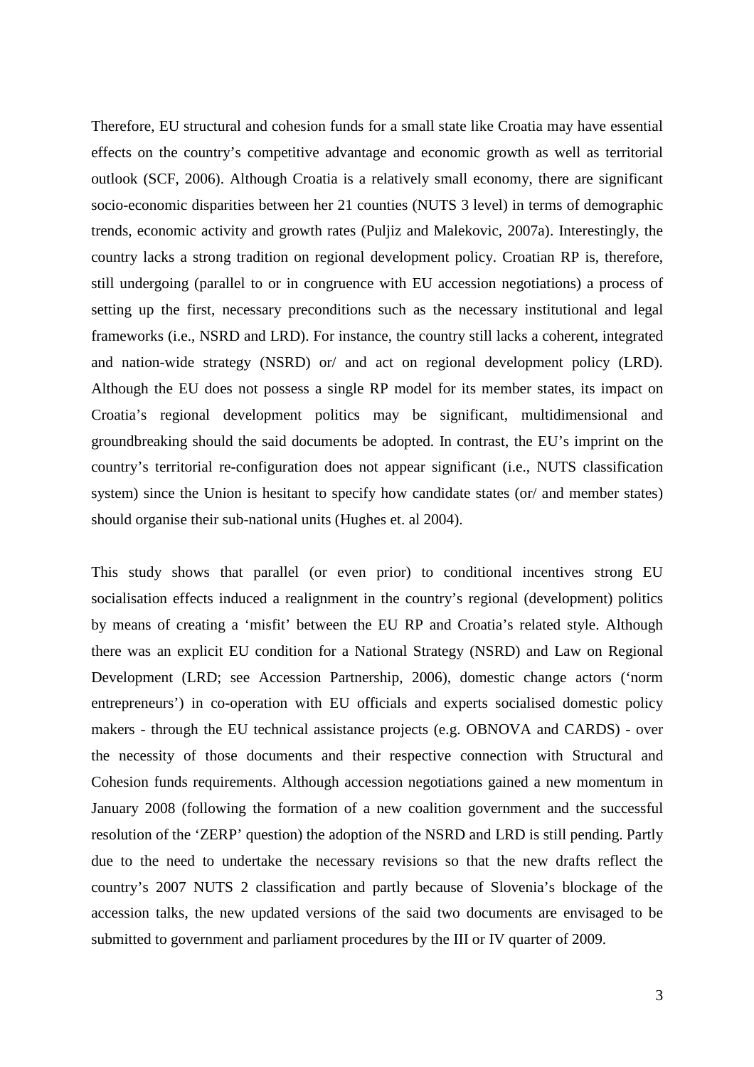Therefore, EU structural and cohesion funds for a small state like Croatia may have essential effects on the country's competitive advantage and economic growth as well as territorial outlook (SCF, 2006). Although Croatia is a relatively small economy, there are significant socio-economic disparities between her 21 counties (NUTS 3 level) in terms of demographic trends, economic activity and growth rates (Puljiz and Malekovic, 2007a). Interestingly, the country lacks a strong tradition on regional development policy. Croatian RP is, therefore, still undergoing (parallel to or in congruence with EU accession negotiations) a process of setting up the first, necessary preconditions such as the necessary institutional and legal frameworks (i.e., NSRD and LRD). For instance, the country still lacks a coherent, integrated and nation-wide strategy (NSRD) or/ and act on regional development policy (LRD). Although the EU does not possess a single RP model for its member states, its impact on Croatia's regional development politics may be significant, multidimensional and groundbreaking should the said documents be adopted. In contrast, the EU's imprint on the country's territorial re-configuration does not appear significant (i.e., NUTS classification system) since the Union is hesitant to specify how candidate states (or/ and member states) should organise their sub-national units (Hughes et. al 2004).

This study shows that parallel (or even prior) to conditional incentives strong EU socialisation effects induced a realignment in the country's regional (development) politics by means of creating a 'misfit' between the EU RP and Croatia's related style. Although there was an explicit EU condition for a National Strategy (NSRD) and Law on Regional Development (LRD; see Accession Partnership, 2006), domestic change actors ('norm entrepreneurs') in co-operation with EU officials and experts socialised domestic policy makers - through the EU technical assistance projects (e.g. OBNOVA and CARDS) - over the necessity of those documents and their respective connection with Structural and Cohesion funds requirements. Although accession negotiations gained a new momentum in January 2008 (following the formation of a new coalition government and the successful resolution of the 'ZERP' question) the adoption of the NSRD and LRD is still pending. Partly due to the need to undertake the necessary revisions so that the new drafts reflect the country's 2007 NUTS 2 classification and partly because of Slovenia's blockage of the accession talks, the new updated versions of the said two documents are envisaged to be submitted to government and parliament procedures by the III or IV quarter of 2009.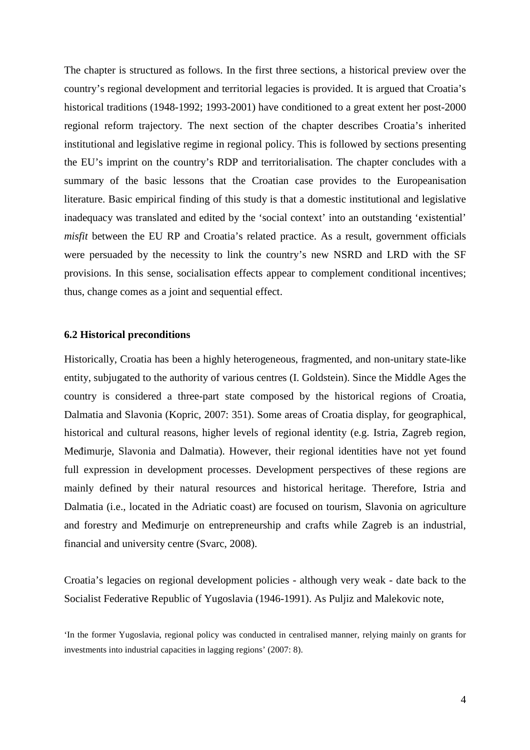The chapter is structured as follows. In the first three sections, a historical preview over the country's regional development and territorial legacies is provided. It is argued that Croatia's historical traditions (1948-1992; 1993-2001) have conditioned to a great extent her post-2000 regional reform trajectory. The next section of the chapter describes Croatia's inherited institutional and legislative regime in regional policy. This is followed by sections presenting the EU's imprint on the country's RDP and territorialisation. The chapter concludes with a summary of the basic lessons that the Croatian case provides to the Europeanisation literature. Basic empirical finding of this study is that a domestic institutional and legislative inadequacy was translated and edited by the 'social context' into an outstanding 'existential' *misfit* between the EU RP and Croatia's related practice. As a result, government officials were persuaded by the necessity to link the country's new NSRD and LRD with the SF provisions. In this sense, socialisation effects appear to complement conditional incentives; thus, change comes as a joint and sequential effect.

### 6.2 Historical preconditions

Historically, Croatia has been a highly heterogeneous, fragmented, and non-unitary state-like entity, subjugated to the authority of various centres (I. Goldstein). Since the Middle Ages the country is considered a three-part state composed by the historical regions of Croatia, Dalmatia and Slavonia (Kopric, 2007: 351). Some areas of Croatia display, for geographical, historical and cultural reasons, higher levels of regional identity (e.g. Istria, Zagreb region, Međimurje, Slavonia and Dalmatia). However, their regional identities have not yet found full expression in development processes. Development perspectives of these regions are mainly defined by their natural resources and historical heritage. Therefore, Istria and Dalmatia (i.e., located in the Adriatic coast) are focused on tourism, Slavonia on agriculture and forestry and Međimurje on entrepreneurship and crafts while Zagreb is an industrial, financial and university centre (Svarc, 2008).

Croatia's legacies on regional development policies - although very weak - date back to the Socialist Federative Republic of Yugoslavia (1946-1991). As Puljiz and Malekovic note,

'In the former Yugoslavia, regional policy was conducted in centralised manner, relying mainly on grants for investments into industrial capacities in lagging regions' (2007: 8).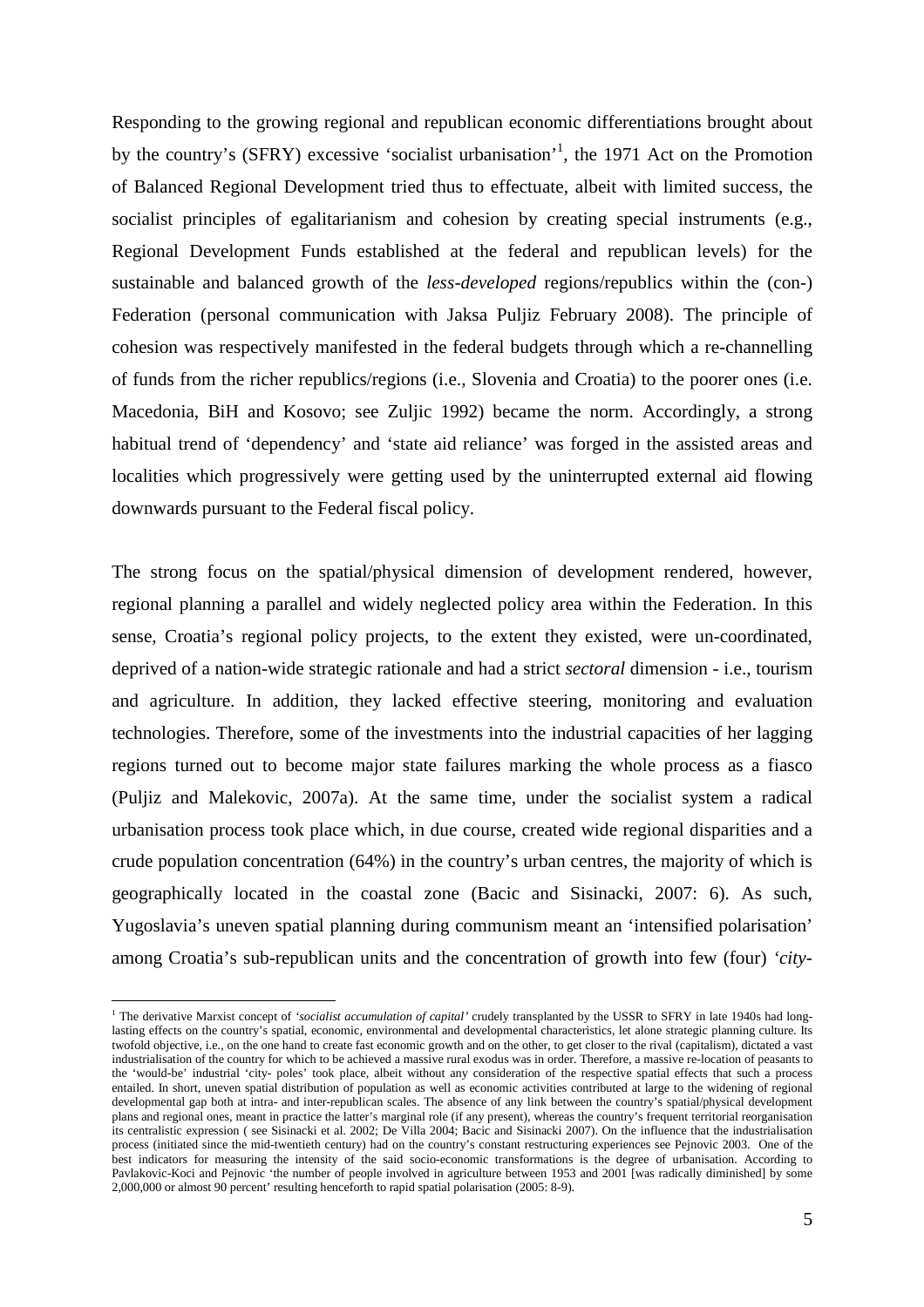Responding to the growing regional and republican economic differentiations brought about by the country's (SFRY) excessive 'socialist urbanisation'[1], the 1971 Act on the Promotion of Balanced Regional Development tried thus to effectuate, albeit with limited success, the socialist principles of egalitarianism and cohesion by creating special instruments (e.g., Regional Development Funds established at the federal and republican levels) for the sustainable and balanced growth of the *less-developed* regions/republics within the (con-) Federation (personal communication with Jaksa Puljiz February 2008). The principle of cohesion was respectively manifested in the federal budgets through which a re-channelling of funds from the richer republics/regions (i.e., Slovenia and Croatia) to the poorer ones (i.e. Macedonia, BiH and Kosovo; see Zuljic 1992) became the norm. Accordingly, a strong habitual trend of 'dependency' and 'state aid reliance' was forged in the assisted areas and localities which progressively were getting used by the uninterrupted external aid flowing downwards pursuant to the Federal fiscal policy.

The strong focus on the spatial/physical dimension of development rendered, however, regional planning a parallel and widely neglected policy area within the Federation. In this sense, Croatia's regional policy projects, to the extent they existed, were un-coordinated, deprived of a nation-wide strategic rationale and had a strict *sectoral* dimension - i.e., tourism and agriculture. In addition, they lacked effective steering, monitoring and evaluation technologies. Therefore, some of the investments into the industrial capacities of her lagging regions turned out to become major state failures marking the whole process as a fiasco (Puljiz and Malekovic, 2007a). At the same time, under the socialist system a radical urbanisation process took place which, in due course, created wide regional disparities and a crude population concentration (64%) in the country's urban centres, the majority of which is geographically located in the coastal zone (Bacic and Sisinacki, 2007: 6). As such, Yugoslavia's uneven spatial planning during communism meant an 'intensified polarisation' among Croatia's sub-republican units and the concentration of growth into few (four) *'city-*

[1] The derivative Marxist concept of *'socialist accumulation of capital'* crudely transplanted by the USSR to SFRY in late 1940s had long-lasting effects on the country's spatial, economic, environmental and developmental characteristics, let alone strategic planning culture. Its twofold objective, i.e., on the one hand to create fast economic growth and on the other, to get closer to the rival (capitalism), dictated a vast industrialisation of the country for which to be achieved a massive rural exodus was in order. Therefore, a massive re-location of peasants to the 'would-be' industrial 'city- poles' took place, albeit without any consideration of the respective spatial effects that such a process entailed. In short, uneven spatial distribution of population as well as economic activities contributed at large to the widening of regional developmental gap both at intra- and inter-republican scales. The absence of any link between the country's spatial/physical development plans and regional ones, meant in practice the latter's marginal role (if any present), whereas the country's frequent territorial reorganisation its centralistic expression ( see Sisinacki et al. 2002; De Villa 2004; Bacic and Sisinacki 2007). On the influence that the industrialisation process (initiated since the mid-twentieth century) had on the country's constant restructuring experiences see Pejnovic 2003. One of the best indicators for measuring the intensity of the said socio-economic transformations is the degree of urbanisation. According to Pavlakovic-Koci and Pejnovic 'the number of people involved in agriculture between 1953 and 2001 [was radically diminished] by some 2,000,000 or almost 90 percent' resulting henceforth to rapid spatial polarisation (2005: 8-9).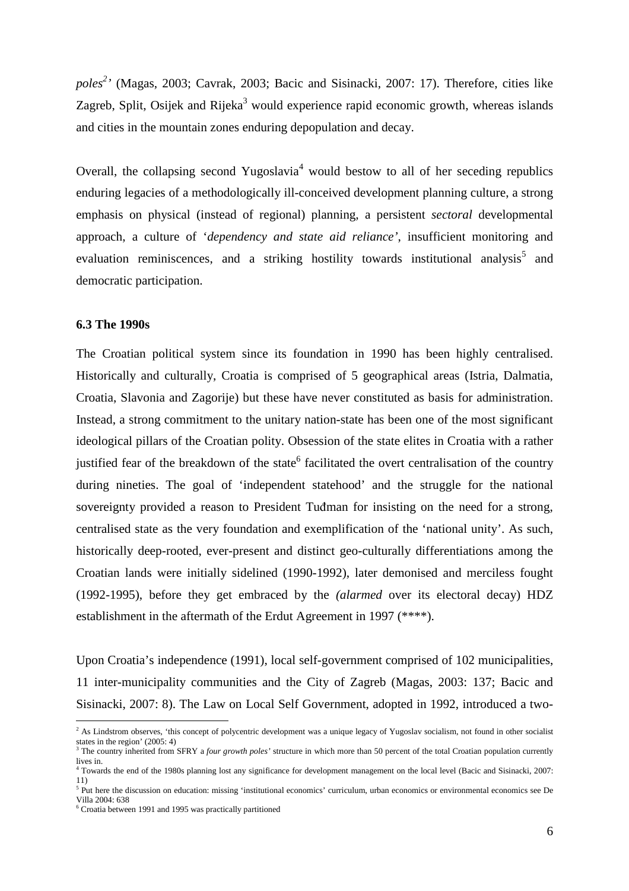*poles*[2]*'* (Magas, 2003; Cavrak, 2003; Bacic and Sisinacki, 2007: 17). Therefore, cities like Zagreb, Split, Osijek and Rijeka[3] would experience rapid economic growth, whereas islands and cities in the mountain zones enduring depopulation and decay.

Overall, the collapsing second Yugoslavia[4] would bestow to all of her seceding republics enduring legacies of a methodologically ill-conceived development planning culture, a strong emphasis on physical (instead of regional) planning, a persistent *sectoral* developmental approach, a culture of '*dependency and state aid reliance'*, insufficient monitoring and evaluation reminiscences, and a striking hostility towards institutional analysis[5] and democratic participation.

### 6.3 The 1990s

The Croatian political system since its foundation in 1990 has been highly centralised. Historically and culturally, Croatia is comprised of 5 geographical areas (Istria, Dalmatia, Croatia, Slavonia and Zagorije) but these have never constituted as basis for administration. Instead, a strong commitment to the unitary nation-state has been one of the most significant ideological pillars of the Croatian polity. Obsession of the state elites in Croatia with a rather justified fear of the breakdown of the state[6] facilitated the overt centralisation of the country during nineties. The goal of 'independent statehood' and the struggle for the national sovereignty provided a reason to President Tuđman for insisting on the need for a strong, centralised state as the very foundation and exemplification of the 'national unity'. As such, historically deep-rooted, ever-present and distinct geo-culturally differentiations among the Croatian lands were initially sidelined (1990-1992), later demonised and merciless fought (1992-1995), before they get embraced by the *(alarmed* over its electoral decay) HDZ establishment in the aftermath of the Erdut Agreement in 1997 (****).

Upon Croatia's independence (1991), local self-government comprised of 102 municipalities, 11 inter-municipality communities and the City of Zagreb (Magas, 2003: 137; Bacic and Sisinacki, 2007: 8). The Law on Local Self Government, adopted in 1992, introduced a two-

---

[2] As Lindstrom observes, 'this concept of polycentric development was a unique legacy of Yugoslav socialism, not found in other socialist states in the region' (2005: 4)

[3] The country inherited from SFRY a *four growth poles'* structure in which more than 50 percent of the total Croatian population currently lives in.

[4] Towards the end of the 1980s planning lost any significance for development management on the local level (Bacic and Sisinacki, 2007: 11)

[5] Put here the discussion on education: missing 'institutional economics' curriculum, urban economics or environmental economics see De Villa 2004: 638

[6] Croatia between 1991 and 1995 was practically partitioned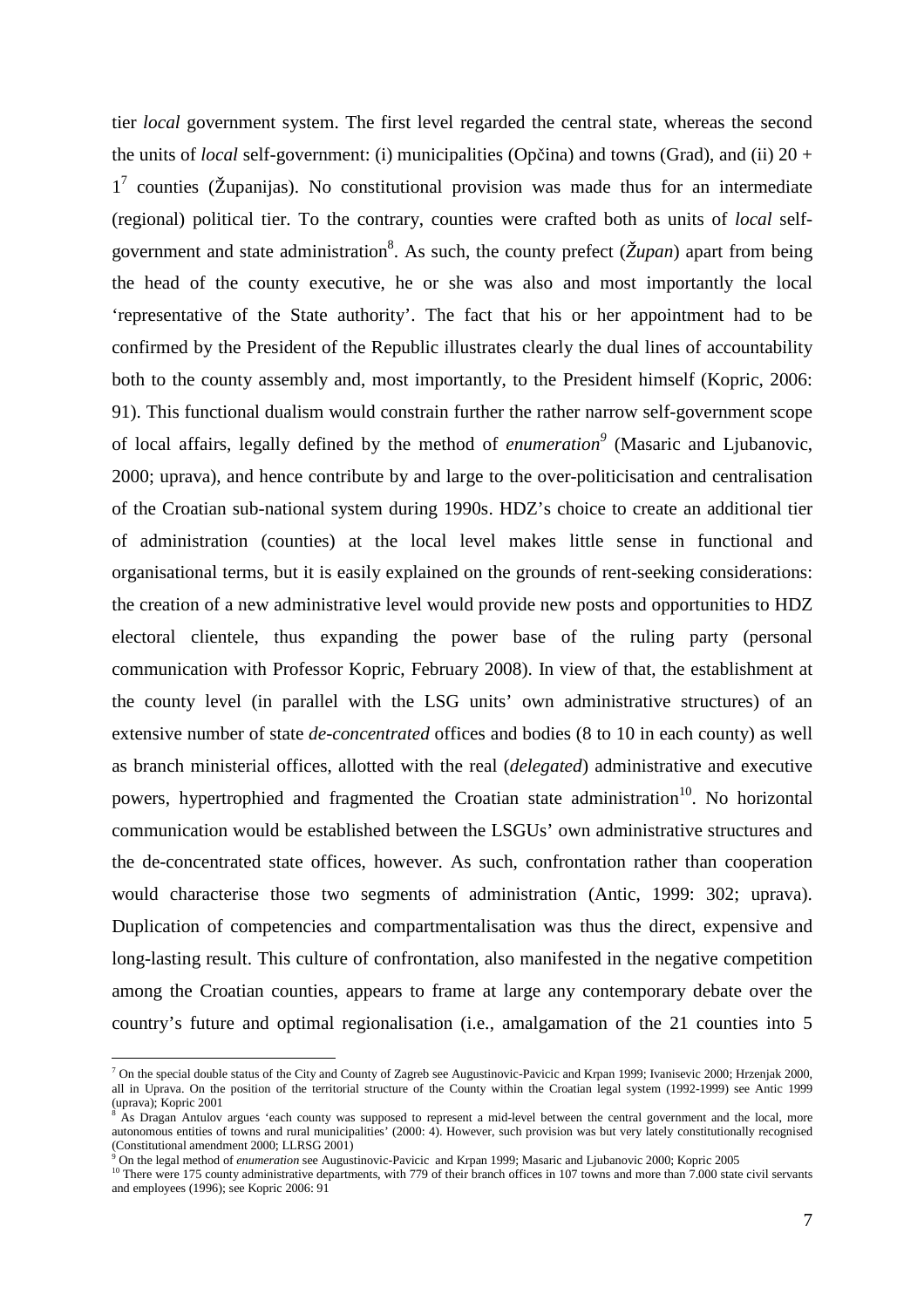tier *local* government system. The first level regarded the central state, whereas the second the units of *local* self-government: (i) municipalities (Općina) and towns (Grad), and (ii) 20 + 1[7] counties (Županijas). No constitutional provision was made thus for an intermediate (regional) political tier. To the contrary, counties were crafted both as units of *local* self-government and state administration[8]. As such, the county prefect (*Župan*) apart from being the head of the county executive, he or she was also and most importantly the local 'representative of the State authority'. The fact that his or her appointment had to be confirmed by the President of the Republic illustrates clearly the dual lines of accountability both to the county assembly and, most importantly, to the President himself (Kopric, 2006: 91). This functional dualism would constrain further the rather narrow self-government scope of local affairs, legally defined by the method of *enumeration*[9] (Masaric and Ljubanovic, 2000; uprava), and hence contribute by and large to the over-politicisation and centralisation of the Croatian sub-national system during 1990s. HDZ's choice to create an additional tier of administration (counties) at the local level makes little sense in functional and organisational terms, but it is easily explained on the grounds of rent-seeking considerations: the creation of a new administrative level would provide new posts and opportunities to HDZ electoral clientele, thus expanding the power base of the ruling party (personal communication with Professor Kopric, February 2008). In view of that, the establishment at the county level (in parallel with the LSG units' own administrative structures) of an extensive number of state *de-concentrated* offices and bodies (8 to 10 in each county) as well as branch ministerial offices, allotted with the real (*delegated*) administrative and executive powers, hypertrophied and fragmented the Croatian state administration[10]. No horizontal communication would be established between the LSGUs' own administrative structures and the de-concentrated state offices, however. As such, confrontation rather than cooperation would characterise those two segments of administration (Antic, 1999: 302; uprava). Duplication of competencies and compartmentalisation was thus the direct, expensive and long-lasting result. This culture of confrontation, also manifested in the negative competition among the Croatian counties, appears to frame at large any contemporary debate over the country's future and optimal regionalisation (i.e., amalgamation of the 21 counties into 5

---

[7] On the special double status of the City and County of Zagreb see Augustinovic-Pavicic and Krpan 1999; Ivanisevic 2000; Hrzenjak 2000, all in Uprava. On the position of the territorial structure of the County within the Croatian legal system (1992-1999) see Antic 1999 (uprava); Kopric 2001

[8] As Dragan Antulov argues 'each county was supposed to represent a mid-level between the central government and the local, more autonomous entities of towns and rural municipalities' (2000: 4). However, such provision was but very lately constitutionally recognised (Constitutional amendment 2000; LLRSG 2001)

[9] On the legal method of *enumeration* see Augustinovic-Pavicic and Krpan 1999; Masaric and Ljubanovic 2000; Kopric 2005

[10] There were 175 county administrative departments, with 779 of their branch offices in 107 towns and more than 7.000 state civil servants and employees (1996); see Kopric 2006: 91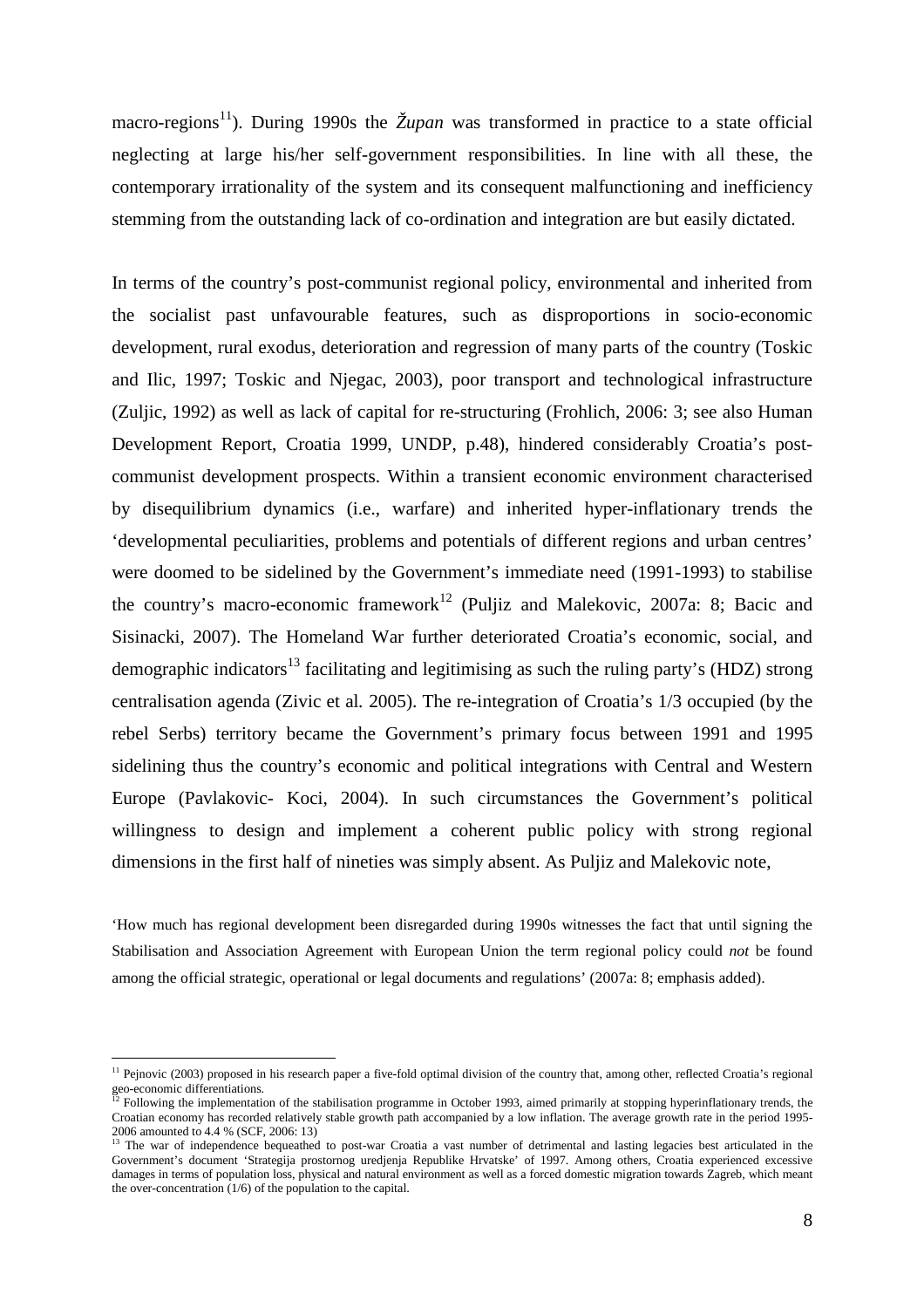macro-regions[11]). During 1990s the *Župan* was transformed in practice to a state official neglecting at large his/her self-government responsibilities. In line with all these, the contemporary irrationality of the system and its consequent malfunctioning and inefficiency stemming from the outstanding lack of co-ordination and integration are but easily dictated.

In terms of the country's post-communist regional policy, environmental and inherited from the socialist past unfavourable features, such as disproportions in socio-economic development, rural exodus, deterioration and regression of many parts of the country (Toskic and Ilic, 1997; Toskic and Njegac, 2003), poor transport and technological infrastructure (Zuljic, 1992) as well as lack of capital for re-structuring (Frohlich, 2006: 3; see also Human Development Report, Croatia 1999, UNDP, p.48), hindered considerably Croatia's post-communist development prospects. Within a transient economic environment characterised by disequilibrium dynamics (i.e., warfare) and inherited hyper-inflationary trends the 'developmental peculiarities, problems and potentials of different regions and urban centres' were doomed to be sidelined by the Government's immediate need (1991-1993) to stabilise the country's macro-economic framework[12] (Puljiz and Malekovic, 2007a: 8; Bacic and Sisinacki, 2007). The Homeland War further deteriorated Croatia's economic, social, and demographic indicators[13] facilitating and legitimising as such the ruling party's (HDZ) strong centralisation agenda (Zivic et al. 2005). The re-integration of Croatia's 1/3 occupied (by the rebel Serbs) territory became the Government's primary focus between 1991 and 1995 sidelining thus the country's economic and political integrations with Central and Western Europe (Pavlakovic- Koci, 2004). In such circumstances the Government's political willingness to design and implement a coherent public policy with strong regional dimensions in the first half of nineties was simply absent. As Puljiz and Malekovic note,

> 'How much has regional development been disregarded during 1990s witnesses the fact that until signing the Stabilisation and Association Agreement with European Union the term regional policy could *not* be found among the official strategic, operational or legal documents and regulations' (2007a: 8; emphasis added).

---

[11] Pejnovic (2003) proposed in his research paper a five-fold optimal division of the country that, among other, reflected Croatia's regional geo-economic differentiations.

[12] Following the implementation of the stabilisation programme in October 1993, aimed primarily at stopping hyperinflationary trends, the Croatian economy has recorded relatively stable growth path accompanied by a low inflation. The average growth rate in the period 1995-2006 amounted to 4.4 % (SCF, 2006: 13)

[13] The war of independence bequeathed to post-war Croatia a vast number of detrimental and lasting legacies best articulated in the Government's document 'Strategija prostornog uredjenja Republike Hrvatske' of 1997. Among others, Croatia experienced excessive damages in terms of population loss, physical and natural environment as well as a forced domestic migration towards Zagreb, which meant the over-concentration (1/6) of the population to the capital.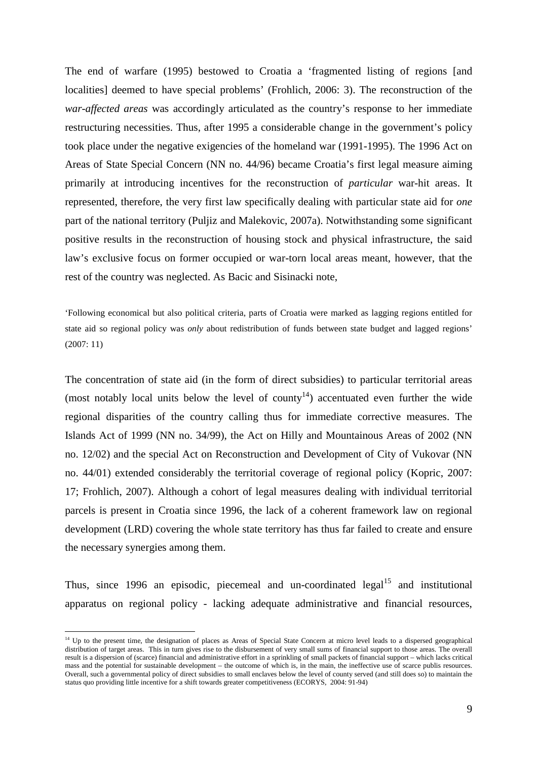The end of warfare (1995) bestowed to Croatia a 'fragmented listing of regions [and localities] deemed to have special problems' (Frohlich, 2006: 3). The reconstruction of the *war-affected areas* was accordingly articulated as the country's response to her immediate restructuring necessities. Thus, after 1995 a considerable change in the government's policy took place under the negative exigencies of the homeland war (1991-1995). The 1996 Act on Areas of State Special Concern (NN no. 44/96) became Croatia's first legal measure aiming primarily at introducing incentives for the reconstruction of *particular* war-hit areas. It represented, therefore, the very first law specifically dealing with particular state aid for *one* part of the national territory (Puljiz and Malekovic, 2007a). Notwithstanding some significant positive results in the reconstruction of housing stock and physical infrastructure, the said law's exclusive focus on former occupied or war-torn local areas meant, however, that the rest of the country was neglected. As Bacic and Sisinacki note,

> 'Following economical but also political criteria, parts of Croatia were marked as lagging regions entitled for state aid so regional policy was *only* about redistribution of funds between state budget and lagged regions' (2007: 11)

The concentration of state aid (in the form of direct subsidies) to particular territorial areas (most notably local units below the level of county[14]) accentuated even further the wide regional disparities of the country calling thus for immediate corrective measures. The Islands Act of 1999 (NN no. 34/99), the Act on Hilly and Mountainous Areas of 2002 (NN no. 12/02) and the special Act on Reconstruction and Development of City of Vukovar (NN no. 44/01) extended considerably the territorial coverage of regional policy (Kopric, 2007: 17; Frohlich, 2007). Although a cohort of legal measures dealing with individual territorial parcels is present in Croatia since 1996, the lack of a coherent framework law on regional development (LRD) covering the whole state territory has thus far failed to create and ensure the necessary synergies among them.

Thus, since 1996 an episodic, piecemeal and un-coordinated legal[15] and institutional apparatus on regional policy - lacking adequate administrative and financial resources,

---

[14] Up to the present time, the designation of places as Areas of Special State Concern at micro level leads to a dispersed geographical distribution of target areas. This in turn gives rise to the disbursement of very small sums of financial support to those areas. The overall result is a dispersion of (scarce) financial and administrative effort in a sprinkling of small packets of financial support – which lacks critical mass and the potential for sustainable development – the outcome of which is, in the main, the ineffective use of scarce publis resources. Overall, such a governmental policy of direct subsidies to small enclaves below the level of county served (and still does so) to maintain the status quo providing little incentive for a shift towards greater competitiveness (ECORYS, 2004: 91-94)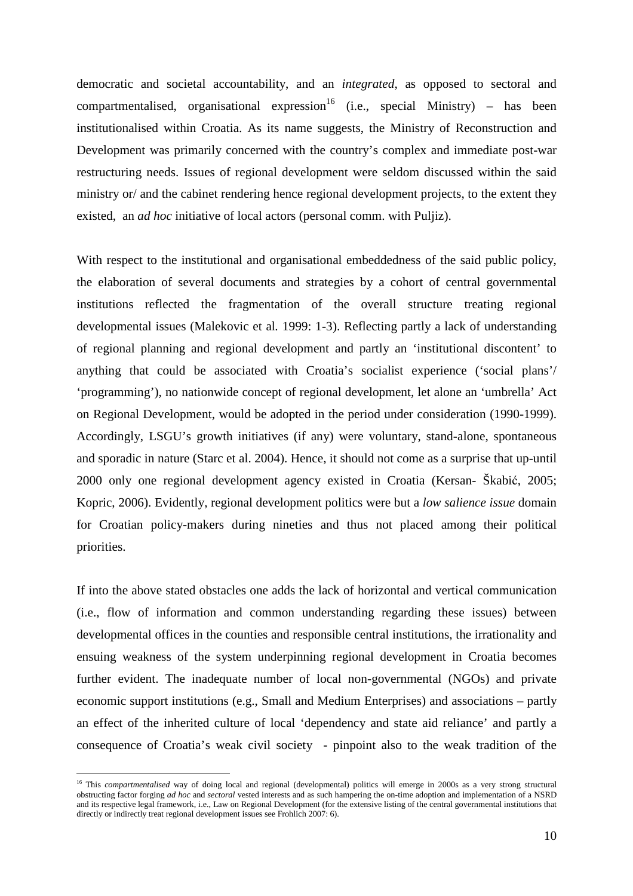democratic and societal accountability, and an *integrated*, as opposed to sectoral and compartmentalised, organisational expression[16] (i.e., special Ministry) – has been institutionalised within Croatia. As its name suggests, the Ministry of Reconstruction and Development was primarily concerned with the country's complex and immediate post-war restructuring needs. Issues of regional development were seldom discussed within the said ministry or/ and the cabinet rendering hence regional development projects, to the extent they existed, an *ad hoc* initiative of local actors (personal comm. with Puljiz).

With respect to the institutional and organisational embeddedness of the said public policy, the elaboration of several documents and strategies by a cohort of central governmental institutions reflected the fragmentation of the overall structure treating regional developmental issues (Malekovic et al*.* 1999: 1-3). Reflecting partly a lack of understanding of regional planning and regional development and partly an 'institutional discontent' to anything that could be associated with Croatia's socialist experience ('social plans'/ 'programming'), no nationwide concept of regional development, let alone an 'umbrella' Act on Regional Development, would be adopted in the period under consideration (1990-1999). Accordingly, LSGU's growth initiatives (if any) were voluntary, stand-alone, spontaneous and sporadic in nature (Starc et al. 2004). Hence, it should not come as a surprise that up-until 2000 only one regional development agency existed in Croatia (Kersan- Škabić, 2005; Kopric, 2006). Evidently, regional development politics were but a *low salience issue* domain for Croatian policy-makers during nineties and thus not placed among their political priorities.

If into the above stated obstacles one adds the lack of horizontal and vertical communication (i.e., flow of information and common understanding regarding these issues) between developmental offices in the counties and responsible central institutions, the irrationality and ensuing weakness of the system underpinning regional development in Croatia becomes further evident. The inadequate number of local non-governmental (NGOs) and private economic support institutions (e.g., Small and Medium Enterprises) and associations – partly an effect of the inherited culture of local 'dependency and state aid reliance' and partly a consequence of Croatia's weak civil society - pinpoint also to the weak tradition of the

---

[16] This *compartmentalised* way of doing local and regional (developmental) politics will emerge in 2000s as a very strong structural obstructing factor forging *ad hoc* and *sectoral* vested interests and as such hampering the on-time adoption and implementation of a NSRD and its respective legal framework, i.e., Law on Regional Development (for the extensive listing of the central governmental institutions that directly or indirectly treat regional development issues see Frohlich 2007: 6).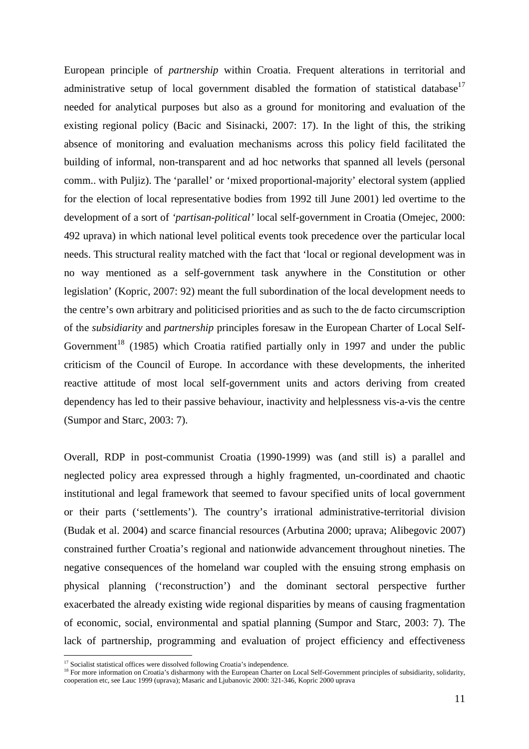European principle of *partnership* within Croatia. Frequent alterations in territorial and administrative setup of local government disabled the formation of statistical database[17] needed for analytical purposes but also as a ground for monitoring and evaluation of the existing regional policy (Bacic and Sisinacki, 2007: 17). In the light of this, the striking absence of monitoring and evaluation mechanisms across this policy field facilitated the building of informal, non-transparent and ad hoc networks that spanned all levels (personal comm.. with Puljiz). The 'parallel' or 'mixed proportional-majority' electoral system (applied for the election of local representative bodies from 1992 till June 2001) led overtime to the development of a sort of *'partisan-political'* local self-government in Croatia (Omejec, 2000: 492 uprava) in which national level political events took precedence over the particular local needs. This structural reality matched with the fact that 'local or regional development was in no way mentioned as a self-government task anywhere in the Constitution or other legislation' (Kopric, 2007: 92) meant the full subordination of the local development needs to the centre's own arbitrary and politicised priorities and as such to the de facto circumscription of the *subsidiarity* and *partnership* principles foresaw in the European Charter of Local Self-Government[18] (1985) which Croatia ratified partially only in 1997 and under the public criticism of the Council of Europe. In accordance with these developments, the inherited reactive attitude of most local self-government units and actors deriving from created dependency has led to their passive behaviour, inactivity and helplessness vis-a-vis the centre (Sumpor and Starc, 2003: 7).

Overall, RDP in post-communist Croatia (1990-1999) was (and still is) a parallel and neglected policy area expressed through a highly fragmented, un-coordinated and chaotic institutional and legal framework that seemed to favour specified units of local government or their parts ('settlements'). The country's irrational administrative-territorial division (Budak et al. 2004) and scarce financial resources (Arbutina 2000; uprava; Alibegovic 2007) constrained further Croatia's regional and nationwide advancement throughout nineties. The negative consequences of the homeland war coupled with the ensuing strong emphasis on physical planning ('reconstruction') and the dominant sectoral perspective further exacerbated the already existing wide regional disparities by means of causing fragmentation of economic, social, environmental and spatial planning (Sumpor and Starc, 2003: 7). The lack of partnership, programming and evaluation of project efficiency and effectiveness

[17] Socialist statistical offices were dissolved following Croatia's independence.

[18] For more information on Croatia's disharmony with the European Charter on Local Self-Government principles of subsidiarity, solidarity, cooperation etc, see Lauc 1999 (uprava); Masaric and Ljubanovic 2000: 321-346, Kopric 2000 uprava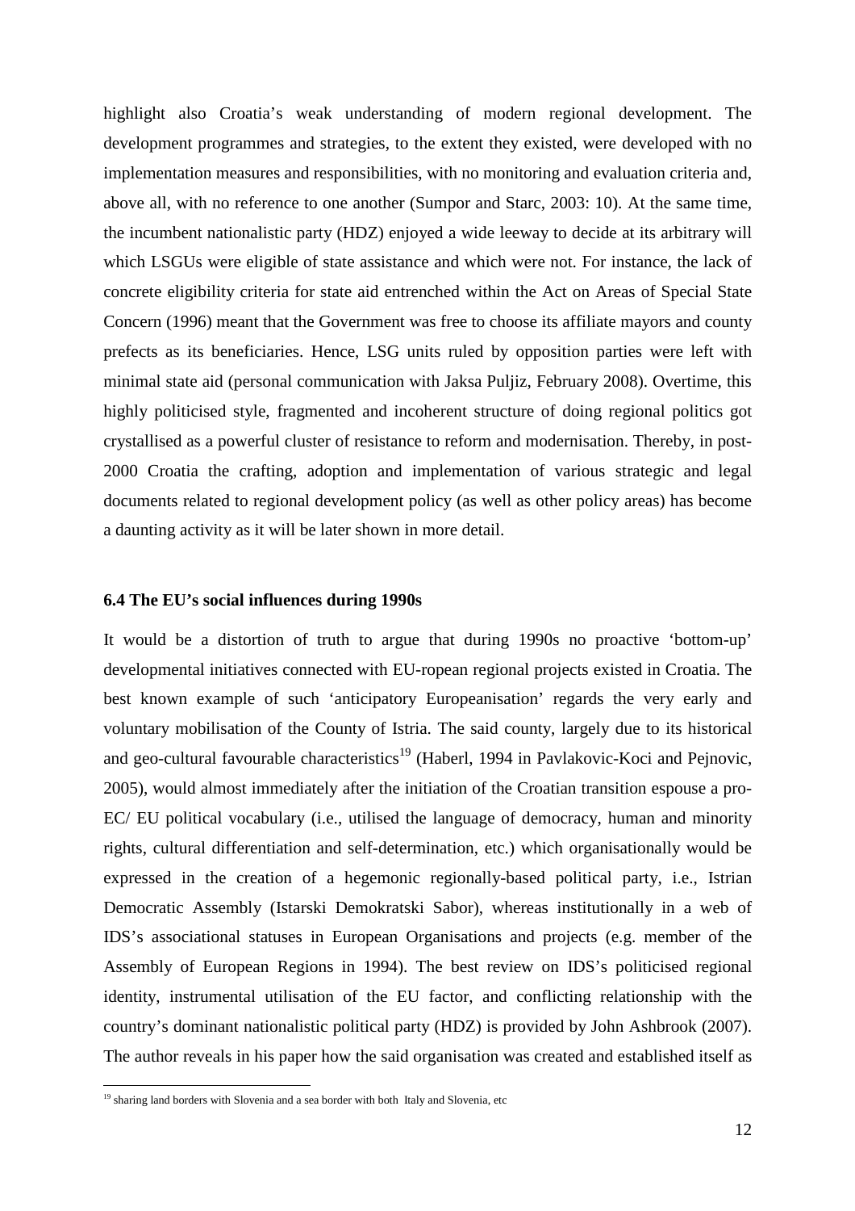highlight also Croatia's weak understanding of modern regional development. The development programmes and strategies, to the extent they existed, were developed with no implementation measures and responsibilities, with no monitoring and evaluation criteria and, above all, with no reference to one another (Sumpor and Starc, 2003: 10). At the same time, the incumbent nationalistic party (HDZ) enjoyed a wide leeway to decide at its arbitrary will which LSGUs were eligible of state assistance and which were not. For instance, the lack of concrete eligibility criteria for state aid entrenched within the Act on Areas of Special State Concern (1996) meant that the Government was free to choose its affiliate mayors and county prefects as its beneficiaries. Hence, LSG units ruled by opposition parties were left with minimal state aid (personal communication with Jaksa Puljiz, February 2008). Overtime, this highly politicised style, fragmented and incoherent structure of doing regional politics got crystallised as a powerful cluster of resistance to reform and modernisation. Thereby, in post-2000 Croatia the crafting, adoption and implementation of various strategic and legal documents related to regional development policy (as well as other policy areas) has become a daunting activity as it will be later shown in more detail.

### 6.4 The EU's social influences during 1990s

It would be a distortion of truth to argue that during 1990s no proactive 'bottom-up' developmental initiatives connected with EU-ropean regional projects existed in Croatia. The best known example of such 'anticipatory Europeanisation' regards the very early and voluntary mobilisation of the County of Istria. The said county, largely due to its historical and geo-cultural favourable characteristics[19] (Haberl, 1994 in Pavlakovic-Koci and Pejnovic, 2005), would almost immediately after the initiation of the Croatian transition espouse a pro-EC/ EU political vocabulary (i.e., utilised the language of democracy, human and minority rights, cultural differentiation and self-determination, etc.) which organisationally would be expressed in the creation of a hegemonic regionally-based political party, i.e., Istrian Democratic Assembly (Istarski Demokratski Sabor), whereas institutionally in a web of IDS's associational statuses in European Organisations and projects (e.g. member of the Assembly of European Regions in 1994). The best review on IDS's politicised regional identity, instrumental utilisation of the EU factor, and conflicting relationship with the country's dominant nationalistic political party (HDZ) is provided by John Ashbrook (2007). The author reveals in his paper how the said organisation was created and established itself as

[19] sharing land borders with Slovenia and a sea border with both Italy and Slovenia, etc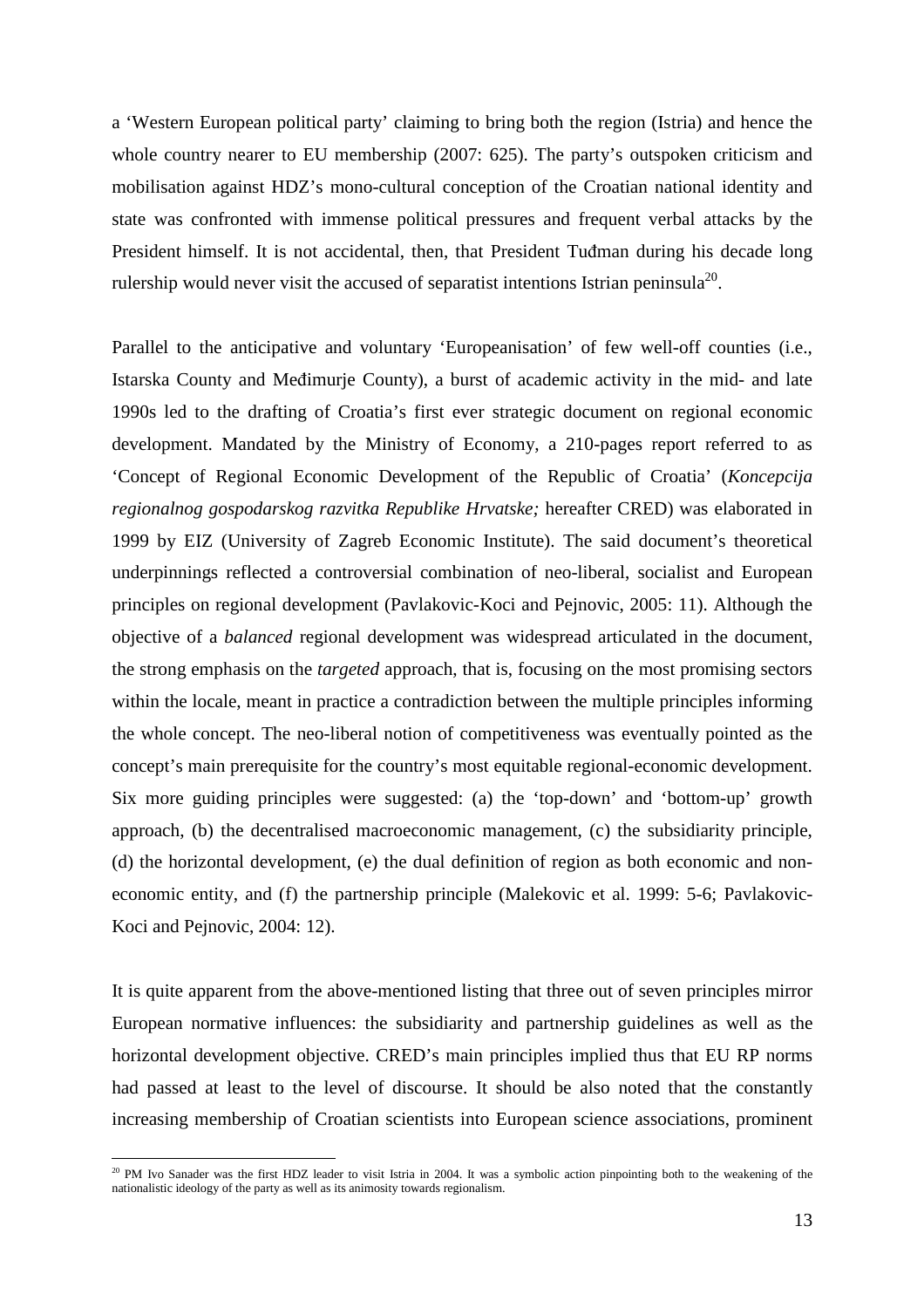a 'Western European political party' claiming to bring both the region (Istria) and hence the whole country nearer to EU membership (2007: 625). The party's outspoken criticism and mobilisation against HDZ's mono-cultural conception of the Croatian national identity and state was confronted with immense political pressures and frequent verbal attacks by the President himself. It is not accidental, then, that President Tuđman during his decade long rulership would never visit the accused of separatist intentions Istrian peninsula[20].

Parallel to the anticipative and voluntary 'Europeanisation' of few well-off counties (i.e., Istarska County and Međimurje County), a burst of academic activity in the mid- and late 1990s led to the drafting of Croatia's first ever strategic document on regional economic development. Mandated by the Ministry of Economy, a 210-pages report referred to as 'Concept of Regional Economic Development of the Republic of Croatia' (*Koncepcija regionalnog gospodarskog razvitka Republike Hrvatske;* hereafter CRED) was elaborated in 1999 by EIZ (University of Zagreb Economic Institute). The said document's theoretical underpinnings reflected a controversial combination of neo-liberal, socialist and European principles on regional development (Pavlakovic-Koci and Pejnovic, 2005: 11). Although the objective of a *balanced* regional development was widespread articulated in the document, the strong emphasis on the *targeted* approach, that is, focusing on the most promising sectors within the locale, meant in practice a contradiction between the multiple principles informing the whole concept. The neo-liberal notion of competitiveness was eventually pointed as the concept's main prerequisite for the country's most equitable regional-economic development. Six more guiding principles were suggested: (a) the 'top-down' and 'bottom-up' growth approach, (b) the decentralised macroeconomic management, (c) the subsidiarity principle, (d) the horizontal development, (e) the dual definition of region as both economic and non-economic entity, and (f) the partnership principle (Malekovic et al. 1999: 5-6; Pavlakovic-Koci and Pejnovic, 2004: 12).

It is quite apparent from the above-mentioned listing that three out of seven principles mirror European normative influences: the subsidiarity and partnership guidelines as well as the horizontal development objective. CRED's main principles implied thus that EU RP norms had passed at least to the level of discourse. It should be also noted that the constantly increasing membership of Croatian scientists into European science associations, prominent

[20] PM Ivo Sanader was the first HDZ leader to visit Istria in 2004. It was a symbolic action pinpointing both to the weakening of the nationalistic ideology of the party as well as its animosity towards regionalism.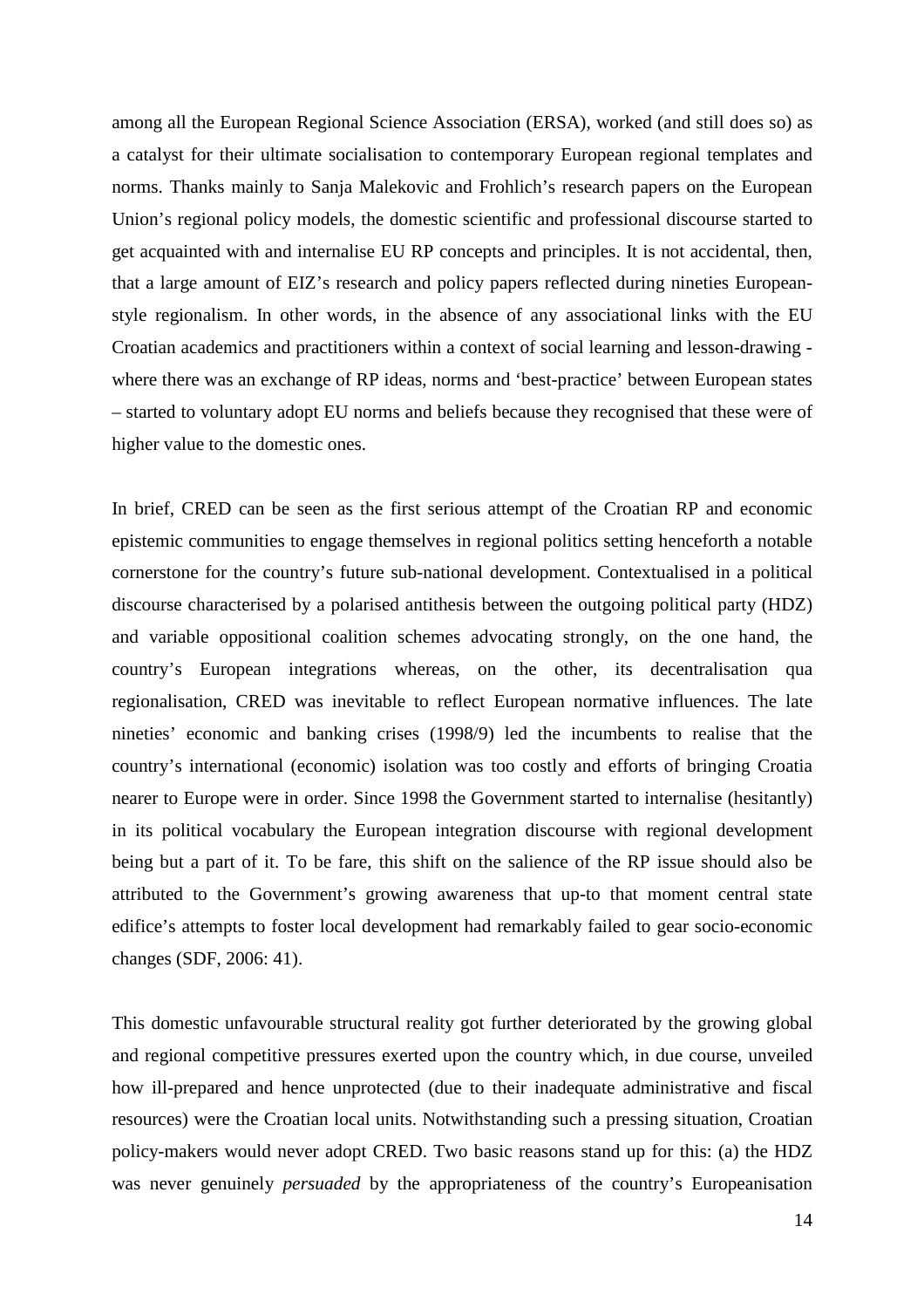among all the European Regional Science Association (ERSA), worked (and still does so) as a catalyst for their ultimate socialisation to contemporary European regional templates and norms. Thanks mainly to Sanja Malekovic and Frohlich's research papers on the European Union's regional policy models, the domestic scientific and professional discourse started to get acquainted with and internalise EU RP concepts and principles. It is not accidental, then, that a large amount of EIZ's research and policy papers reflected during nineties European-style regionalism. In other words, in the absence of any associational links with the EU Croatian academics and practitioners within a context of social learning and lesson-drawing - where there was an exchange of RP ideas, norms and 'best-practice' between European states – started to voluntary adopt EU norms and beliefs because they recognised that these were of higher value to the domestic ones.

In brief, CRED can be seen as the first serious attempt of the Croatian RP and economic epistemic communities to engage themselves in regional politics setting henceforth a notable cornerstone for the country's future sub-national development. Contextualised in a political discourse characterised by a polarised antithesis between the outgoing political party (HDZ) and variable oppositional coalition schemes advocating strongly, on the one hand, the country's European integrations whereas, on the other, its decentralisation qua regionalisation, CRED was inevitable to reflect European normative influences. The late nineties' economic and banking crises (1998/9) led the incumbents to realise that the country's international (economic) isolation was too costly and efforts of bringing Croatia nearer to Europe were in order. Since 1998 the Government started to internalise (hesitantly) in its political vocabulary the European integration discourse with regional development being but a part of it. To be fare, this shift on the salience of the RP issue should also be attributed to the Government's growing awareness that up-to that moment central state edifice's attempts to foster local development had remarkably failed to gear socio-economic changes (SDF, 2006: 41).

This domestic unfavourable structural reality got further deteriorated by the growing global and regional competitive pressures exerted upon the country which, in due course, unveiled how ill-prepared and hence unprotected (due to their inadequate administrative and fiscal resources) were the Croatian local units. Notwithstanding such a pressing situation, Croatian policy-makers would never adopt CRED. Two basic reasons stand up for this: (a) the HDZ was never genuinely *persuaded* by the appropriateness of the country's Europeanisation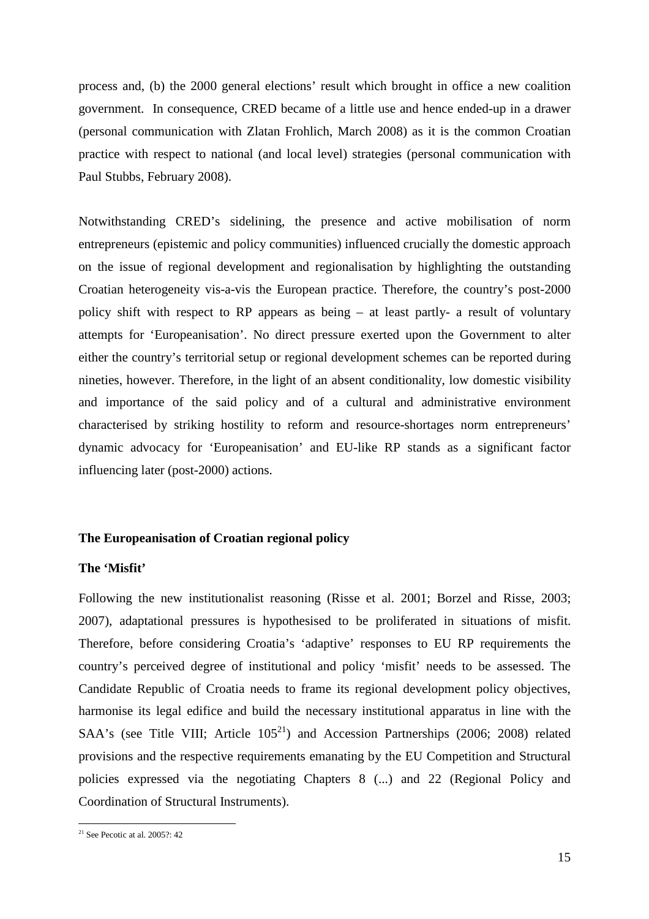process and, (b) the 2000 general elections' result which brought in office a new coalition government. In consequence, CRED became of a little use and hence ended-up in a drawer (personal communication with Zlatan Frohlich, March 2008) as it is the common Croatian practice with respect to national (and local level) strategies (personal communication with Paul Stubbs, February 2008).

Notwithstanding CRED's sidelining, the presence and active mobilisation of norm entrepreneurs (epistemic and policy communities) influenced crucially the domestic approach on the issue of regional development and regionalisation by highlighting the outstanding Croatian heterogeneity vis-a-vis the European practice. Therefore, the country's post-2000 policy shift with respect to RP appears as being – at least partly- a result of voluntary attempts for 'Europeanisation'. No direct pressure exerted upon the Government to alter either the country's territorial setup or regional development schemes can be reported during nineties, however. Therefore, in the light of an absent conditionality, low domestic visibility and importance of the said policy and of a cultural and administrative environment characterised by striking hostility to reform and resource-shortages norm entrepreneurs' dynamic advocacy for 'Europeanisation' and EU-like RP stands as a significant factor influencing later (post-2000) actions.

## The Europeanisation of Croatian regional policy

### The 'Misfit'

Following the new institutionalist reasoning (Risse et al. 2001; Borzel and Risse, 2003; 2007), adaptational pressures is hypothesised to be proliferated in situations of misfit. Therefore, before considering Croatia's 'adaptive' responses to EU RP requirements the country's perceived degree of institutional and policy 'misfit' needs to be assessed. The Candidate Republic of Croatia needs to frame its regional development policy objectives, harmonise its legal edifice and build the necessary institutional apparatus in line with the SAA's (see Title VIII; Article 105[21]) and Accession Partnerships (2006; 2008) related provisions and the respective requirements emanating by the EU Competition and Structural policies expressed via the negotiating Chapters 8 (...) and 22 (Regional Policy and Coordination of Structural Instruments).

---

[21] See Pecotic at al. 2005?: 42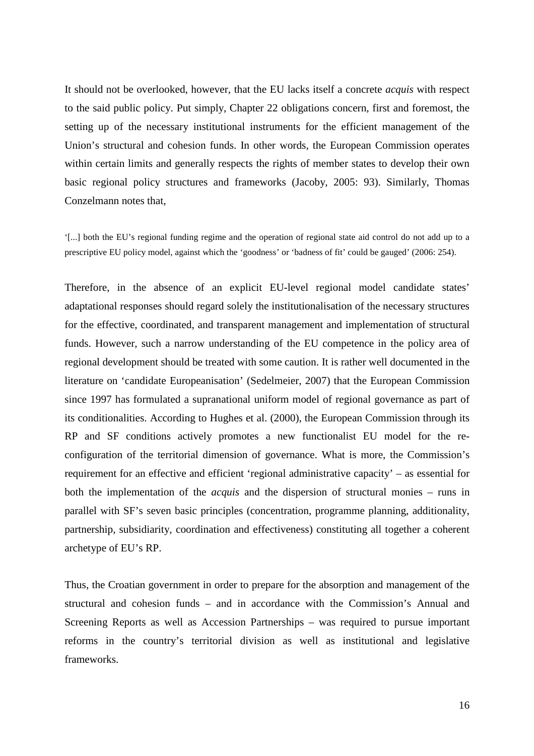It should not be overlooked, however, that the EU lacks itself a concrete *acquis* with respect to the said public policy. Put simply, Chapter 22 obligations concern, first and foremost, the setting up of the necessary institutional instruments for the efficient management of the Union's structural and cohesion funds. In other words, the European Commission operates within certain limits and generally respects the rights of member states to develop their own basic regional policy structures and frameworks (Jacoby, 2005: 93). Similarly, Thomas Conzelmann notes that,

> '[...] both the EU's regional funding regime and the operation of regional state aid control do not add up to a prescriptive EU policy model, against which the 'goodness' or 'badness of fit' could be gauged' (2006: 254).

Therefore, in the absence of an explicit EU-level regional model candidate states' adaptational responses should regard solely the institutionalisation of the necessary structures for the effective, coordinated, and transparent management and implementation of structural funds. However, such a narrow understanding of the EU competence in the policy area of regional development should be treated with some caution. It is rather well documented in the literature on 'candidate Europeanisation' (Sedelmeier, 2007) that the European Commission since 1997 has formulated a supranational uniform model of regional governance as part of its conditionalities. According to Hughes et al. (2000), the European Commission through its RP and SF conditions actively promotes a new functionalist EU model for the re-configuration of the territorial dimension of governance. What is more, the Commission's requirement for an effective and efficient 'regional administrative capacity' – as essential for both the implementation of the *acquis* and the dispersion of structural monies – runs in parallel with SF's seven basic principles (concentration, programme planning, additionality, partnership, subsidiarity, coordination and effectiveness) constituting all together a coherent archetype of EU's RP.

Thus, the Croatian government in order to prepare for the absorption and management of the structural and cohesion funds – and in accordance with the Commission's Annual and Screening Reports as well as Accession Partnerships – was required to pursue important reforms in the country's territorial division as well as institutional and legislative frameworks.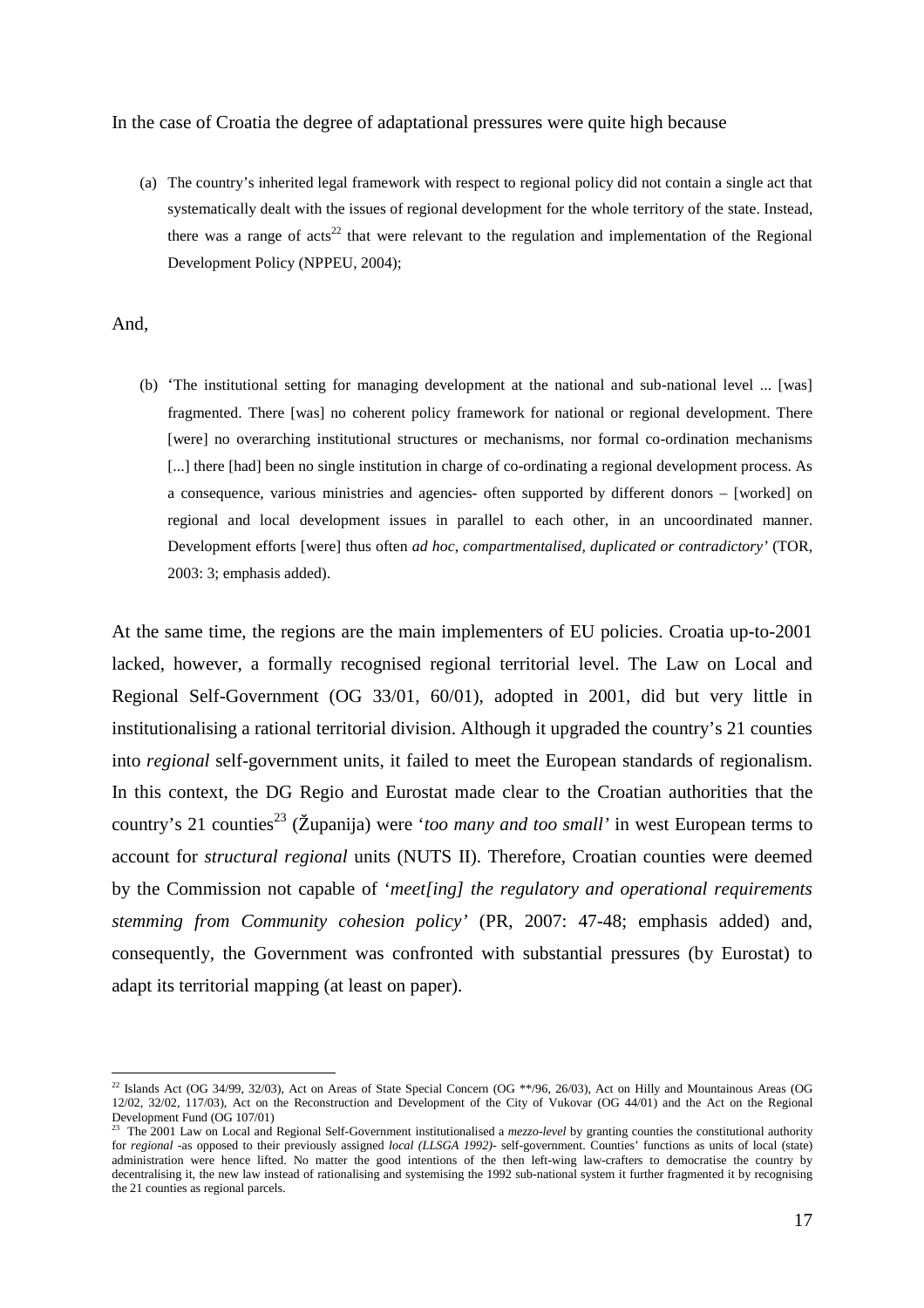In the case of Croatia the degree of adaptational pressures were quite high because

(a) The country's inherited legal framework with respect to regional policy did not contain a single act that systematically dealt with the issues of regional development for the whole territory of the state. Instead, there was a range of acts[22] that were relevant to the regulation and implementation of the Regional Development Policy (NPPEU, 2004);

And,

(b) 'The institutional setting for managing development at the national and sub-national level ... [was] fragmented. There [was] no coherent policy framework for national or regional development. There [were] no overarching institutional structures or mechanisms, nor formal co-ordination mechanisms [...] there [had] been no single institution in charge of co-ordinating a regional development process. As a consequence, various ministries and agencies- often supported by different donors – [worked] on regional and local development issues in parallel to each other, in an uncoordinated manner. Development efforts [were] thus often *ad hoc, compartmentalised, duplicated or contradictory*' (TOR, 2003: 3; emphasis added).

At the same time, the regions are the main implementers of EU policies. Croatia up-to-2001 lacked, however, a formally recognised regional territorial level. The Law on Local and Regional Self-Government (OG 33/01, 60/01), adopted in 2001, did but very little in institutionalising a rational territorial division. Although it upgraded the country's 21 counties into *regional* self-government units, it failed to meet the European standards of regionalism. In this context, the DG Regio and Eurostat made clear to the Croatian authorities that the country's 21 counties[23] (Županija) were '*too many and too small'* in west European terms to account for *structural regional* units (NUTS II). Therefore, Croatian counties were deemed by the Commission not capable of '*meet[ing] the regulatory and operational requirements stemming from Community cohesion policy'* (PR, 2007: 47-48; emphasis added) and, consequently, the Government was confronted with substantial pressures (by Eurostat) to adapt its territorial mapping (at least on paper).

---

[22] Islands Act (OG 34/99, 32/03), Act on Areas of State Special Concern (OG **/96, 26/03), Act on Hilly and Mountainous Areas (OG 12/02, 32/02, 117/03), Act on the Reconstruction and Development of the City of Vukovar (OG 44/01) and the Act on the Regional Development Fund (OG 107/01)

[23] The 2001 Law on Local and Regional Self-Government institutionalised a *mezzo-level* by granting counties the constitutional authority for *regional* -as opposed to their previously assigned *local (LLSGA 1992)*- self-government. Counties' functions as units of local (state) administration were hence lifted. No matter the good intentions of the then left-wing law-crafters to democratise the country by decentralising it, the new law instead of rationalising and systemising the 1992 sub-national system it further fragmented it by recognising the 21 counties as regional parcels.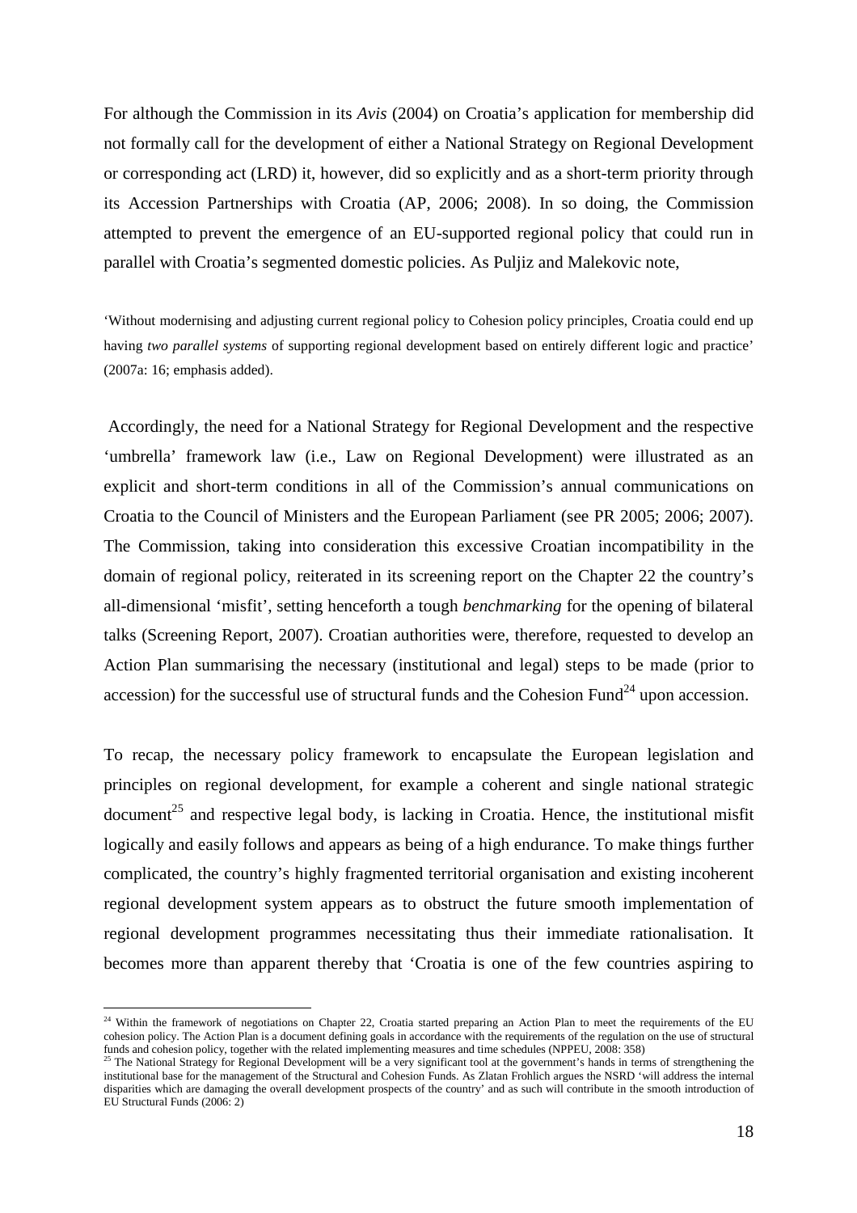For although the Commission in its *Avis* (2004) on Croatia's application for membership did not formally call for the development of either a National Strategy on Regional Development or corresponding act (LRD) it, however, did so explicitly and as a short-term priority through its Accession Partnerships with Croatia (AP, 2006; 2008). In so doing, the Commission attempted to prevent the emergence of an EU-supported regional policy that could run in parallel with Croatia's segmented domestic policies. As Puljiz and Malekovic note,

> 'Without modernising and adjusting current regional policy to Cohesion policy principles, Croatia could end up having *two parallel systems* of supporting regional development based on entirely different logic and practice' (2007a: 16; emphasis added).

Accordingly, the need for a National Strategy for Regional Development and the respective 'umbrella' framework law (i.e., Law on Regional Development) were illustrated as an explicit and short-term conditions in all of the Commission's annual communications on Croatia to the Council of Ministers and the European Parliament (see PR 2005; 2006; 2007). The Commission, taking into consideration this excessive Croatian incompatibility in the domain of regional policy, reiterated in its screening report on the Chapter 22 the country's all-dimensional 'misfit', setting henceforth a tough *benchmarking* for the opening of bilateral talks (Screening Report, 2007). Croatian authorities were, therefore, requested to develop an Action Plan summarising the necessary (institutional and legal) steps to be made (prior to accession) for the successful use of structural funds and the Cohesion Fund[24] upon accession.

To recap, the necessary policy framework to encapsulate the European legislation and principles on regional development, for example a coherent and single national strategic document[25] and respective legal body, is lacking in Croatia. Hence, the institutional misfit logically and easily follows and appears as being of a high endurance. To make things further complicated, the country's highly fragmented territorial organisation and existing incoherent regional development system appears as to obstruct the future smooth implementation of regional development programmes necessitating thus their immediate rationalisation. It becomes more than apparent thereby that 'Croatia is one of the few countries aspiring to

---

[24] Within the framework of negotiations on Chapter 22, Croatia started preparing an Action Plan to meet the requirements of the EU cohesion policy. The Action Plan is a document defining goals in accordance with the requirements of the regulation on the use of structural funds and cohesion policy, together with the related implementing measures and time schedules (NPPEU, 2008: 358)

[25] The National Strategy for Regional Development will be a very significant tool at the government's hands in terms of strengthening the institutional base for the management of the Structural and Cohesion Funds. As Zlatan Frohlich argues the NSRD 'will address the internal disparities which are damaging the overall development prospects of the country' and as such will contribute in the smooth introduction of EU Structural Funds (2006: 2)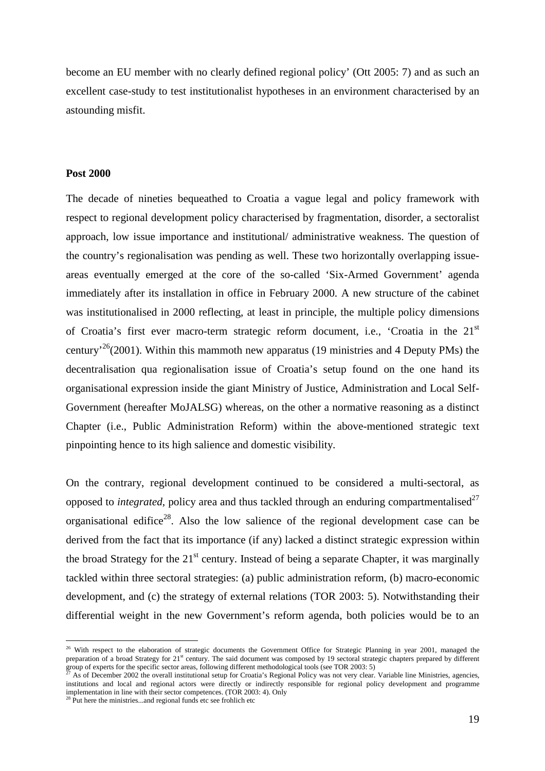become an EU member with no clearly defined regional policy' (Ott 2005: 7) and as such an excellent case-study to test institutionalist hypotheses in an environment characterised by an astounding misfit.

**Post 2000**

The decade of nineties bequeathed to Croatia a vague legal and policy framework with respect to regional development policy characterised by fragmentation, disorder, a sectoralist approach, low issue importance and institutional/ administrative weakness. The question of the country's regionalisation was pending as well. These two horizontally overlapping issue-areas eventually emerged at the core of the so-called 'Six-Armed Government' agenda immediately after its installation in office in February 2000. A new structure of the cabinet was institutionalised in 2000 reflecting, at least in principle, the multiple policy dimensions of Croatia's first ever macro-term strategic reform document, i.e., 'Croatia in the 21st century'[26](2001). Within this mammoth new apparatus (19 ministries and 4 Deputy PMs) the decentralisation qua regionalisation issue of Croatia's setup found on the one hand its organisational expression inside the giant Ministry of Justice, Administration and Local Self-Government (hereafter MoJALSG) whereas, on the other a normative reasoning as a distinct Chapter (i.e., Public Administration Reform) within the above-mentioned strategic text pinpointing hence to its high salience and domestic visibility.

On the contrary, regional development continued to be considered a multi-sectoral, as opposed to *integrated*, policy area and thus tackled through an enduring compartmentalised[27] organisational edifice[28]. Also the low salience of the regional development case can be derived from the fact that its importance (if any) lacked a distinct strategic expression within the broad Strategy for the 21st century. Instead of being a separate Chapter, it was marginally tackled within three sectoral strategies: (a) public administration reform, (b) macro-economic development, and (c) the strategy of external relations (TOR 2003: 5). Notwithstanding their differential weight in the new Government's reform agenda, both policies would be to an

---

[26] With respect to the elaboration of strategic documents the Government Office for Strategic Planning in year 2001, managed the preparation of a broad Strategy for 21st century. The said document was composed by 19 sectoral strategic chapters prepared by different group of experts for the specific sector areas, following different methodological tools (see TOR 2003: 5)

[27] As of December 2002 the overall institutional setup for Croatia's Regional Policy was not very clear. Variable line Ministries, agencies, institutions and local and regional actors were directly or indirectly responsible for regional policy development and programme implementation in line with their sector competences. (TOR 2003: 4). Only

[28] Put here the ministries...and regional funds etc see frohlich etc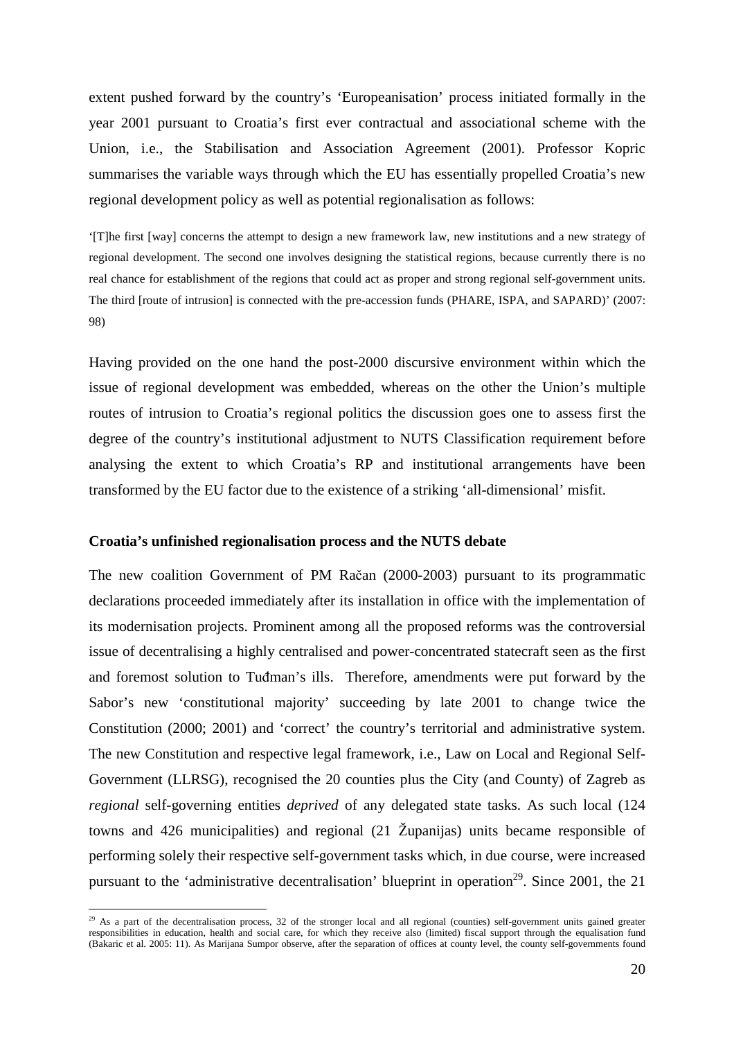extent pushed forward by the country's 'Europeanisation' process initiated formally in the year 2001 pursuant to Croatia's first ever contractual and associational scheme with the Union, i.e., the Stabilisation and Association Agreement (2001). Professor Kopric summarises the variable ways through which the EU has essentially propelled Croatia's new regional development policy as well as potential regionalisation as follows:

> '[T]he first [way] concerns the attempt to design a new framework law, new institutions and a new strategy of regional development. The second one involves designing the statistical regions, because currently there is no real chance for establishment of the regions that could act as proper and strong regional self-government units. The third [route of intrusion] is connected with the pre-accession funds (PHARE, ISPA, and SAPARD)' (2007: 98)

Having provided on the one hand the post-2000 discursive environment within which the issue of regional development was embedded, whereas on the other the Union's multiple routes of intrusion to Croatia's regional politics the discussion goes one to assess first the degree of the country's institutional adjustment to NUTS Classification requirement before analysing the extent to which Croatia's RP and institutional arrangements have been transformed by the EU factor due to the existence of a striking 'all-dimensional' misfit.

**Croatia's unfinished regionalisation process and the NUTS debate**

The new coalition Government of PM Račan (2000-2003) pursuant to its programmatic declarations proceeded immediately after its installation in office with the implementation of its modernisation projects. Prominent among all the proposed reforms was the controversial issue of decentralising a highly centralised and power-concentrated statecraft seen as the first and foremost solution to Tuđman's ills. Therefore, amendments were put forward by the Sabor's new 'constitutional majority' succeeding by late 2001 to change twice the Constitution (2000; 2001) and 'correct' the country's territorial and administrative system. The new Constitution and respective legal framework, i.e., Law on Local and Regional Self-Government (LLRSG), recognised the 20 counties plus the City (and County) of Zagreb as *regional* self-governing entities *deprived* of any delegated state tasks. As such local (124 towns and 426 municipalities) and regional (21 Županijas) units became responsible of performing solely their respective self-government tasks which, in due course, were increased pursuant to the 'administrative decentralisation' blueprint in operation[29]. Since 2001, the 21

[29] As a part of the decentralisation process, 32 of the stronger local and all regional (counties) self-government units gained greater responsibilities in education, health and social care, for which they receive also (limited) fiscal support through the equalisation fund (Bakaric et al. 2005: 11). As Marijana Sumpor observe, after the separation of offices at county level, the county self-governments found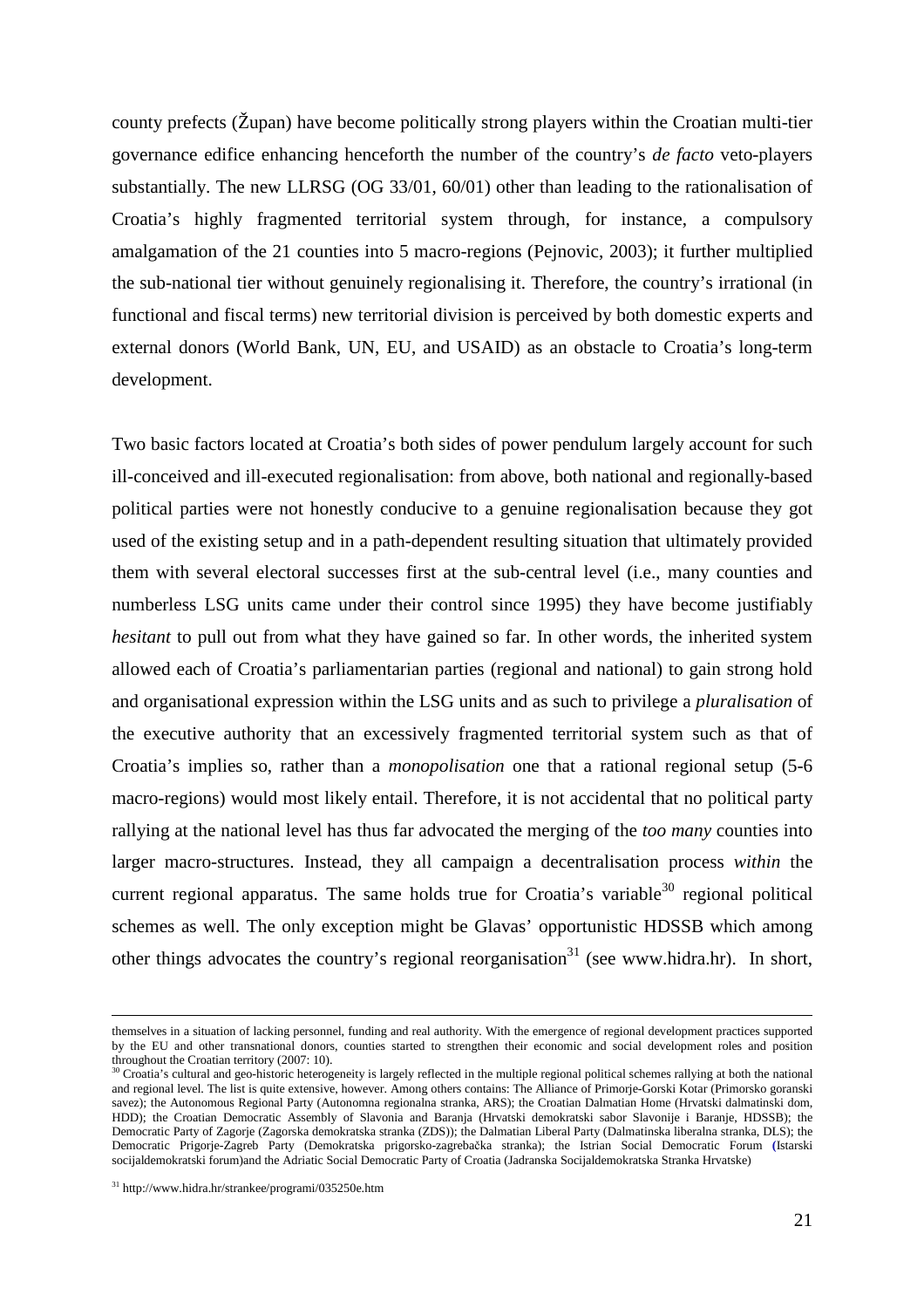county prefects (Župan) have become politically strong players within the Croatian multi-tier governance edifice enhancing henceforth the number of the country's *de facto* veto-players substantially. The new LLRSG (OG 33/01, 60/01) other than leading to the rationalisation of Croatia's highly fragmented territorial system through, for instance, a compulsory amalgamation of the 21 counties into 5 macro-regions (Pejnovic, 2003); it further multiplied the sub-national tier without genuinely regionalising it. Therefore, the country's irrational (in functional and fiscal terms) new territorial division is perceived by both domestic experts and external donors (World Bank, UN, EU, and USAID) as an obstacle to Croatia's long-term development.

Two basic factors located at Croatia's both sides of power pendulum largely account for such ill-conceived and ill-executed regionalisation: from above, both national and regionally-based political parties were not honestly conducive to a genuine regionalisation because they got used of the existing setup and in a path-dependent resulting situation that ultimately provided them with several electoral successes first at the sub-central level (i.e., many counties and numberless LSG units came under their control since 1995) they have become justifiably *hesitant* to pull out from what they have gained so far. In other words, the inherited system allowed each of Croatia's parliamentarian parties (regional and national) to gain strong hold and organisational expression within the LSG units and as such to privilege a *pluralisation* of the executive authority that an excessively fragmented territorial system such as that of Croatia's implies so, rather than a *monopolisation* one that a rational regional setup (5-6 macro-regions) would most likely entail. Therefore, it is not accidental that no political party rallying at the national level has thus far advocated the merging of the *too many* counties into larger macro-structures. Instead, they all campaign a decentralisation process *within* the current regional apparatus. The same holds true for Croatia's variable[30] regional political schemes as well. The only exception might be Glavas' opportunistic HDSSB which among other things advocates the country's regional reorganisation[31] (see www.hidra.hr). In short,

---

themselves in a situation of lacking personnel, funding and real authority. With the emergence of regional development practices supported by the EU and other transnational donors, counties started to strengthen their economic and social development roles and position throughout the Croatian territory (2007: 10).

[30] Croatia's cultural and geo-historic heterogeneity is largely reflected in the multiple regional political schemes rallying at both the national and regional level. The list is quite extensive, however. Among others contains: The Alliance of Primorje-Gorski Kotar (Primorsko goranski savez); the Autonomous Regional Party (Autonomna regionalna stranka, ARS); the Croatian Dalmatian Home (Hrvatski dalmatinski dom, HDD); the Croatian Democratic Assembly of Slavonia and Baranja (Hrvatski demokratski sabor Slavonije i Baranje, HDSSB); the Democratic Party of Zagorje (Zagorska demokratska stranka (ZDS)); the Dalmatian Liberal Party (Dalmatinska liberalna stranka, DLS); the Democratic Prigorje-Zagreb Party (Demokratska prigorsko-zagrebačka stranka); the Istrian Social Democratic Forum (Istarski socijaldemokratski forum)and the Adriatic Social Democratic Party of Croatia (Jadranska Socijaldemokratska Stranka Hrvatske)

[31] http://www.hidra.hr/strankee/programi/035250e.htm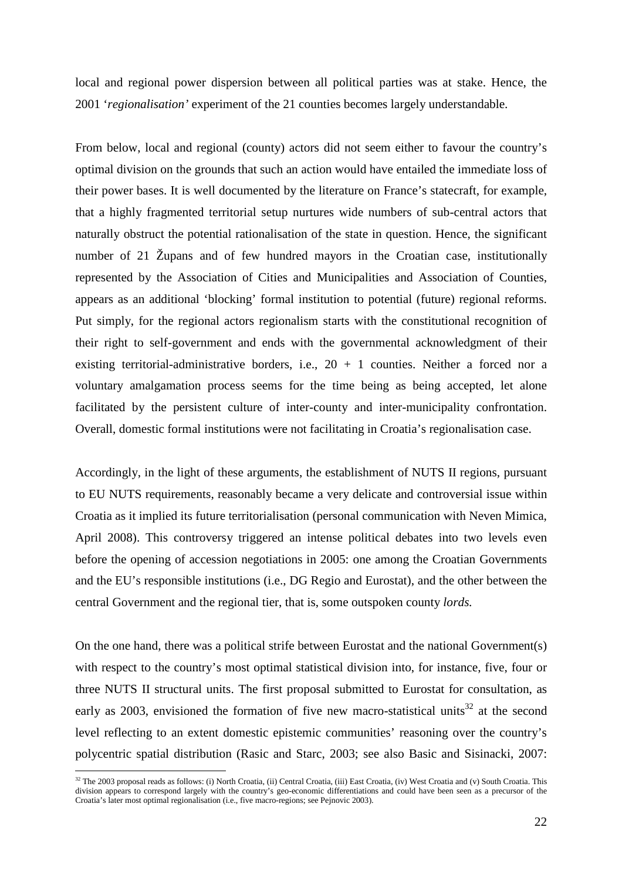local and regional power dispersion between all political parties was at stake. Hence, the 2001 '*regionalisation'* experiment of the 21 counties becomes largely understandable.

From below, local and regional (county) actors did not seem either to favour the country's optimal division on the grounds that such an action would have entailed the immediate loss of their power bases. It is well documented by the literature on France's statecraft, for example, that a highly fragmented territorial setup nurtures wide numbers of sub-central actors that naturally obstruct the potential rationalisation of the state in question. Hence, the significant number of 21 Župans and of few hundred mayors in the Croatian case, institutionally represented by the Association of Cities and Municipalities and Association of Counties, appears as an additional 'blocking' formal institution to potential (future) regional reforms. Put simply, for the regional actors regionalism starts with the constitutional recognition of their right to self-government and ends with the governmental acknowledgment of their existing territorial-administrative borders, i.e., 20 + 1 counties. Neither a forced nor a voluntary amalgamation process seems for the time being as being accepted, let alone facilitated by the persistent culture of inter-county and inter-municipality confrontation. Overall, domestic formal institutions were not facilitating in Croatia's regionalisation case.

Accordingly, in the light of these arguments, the establishment of NUTS II regions, pursuant to EU NUTS requirements, reasonably became a very delicate and controversial issue within Croatia as it implied its future territorialisation (personal communication with Neven Mimica, April 2008). This controversy triggered an intense political debates into two levels even before the opening of accession negotiations in 2005: one among the Croatian Governments and the EU's responsible institutions (i.e., DG Regio and Eurostat), and the other between the central Government and the regional tier, that is, some outspoken county *lords.*

On the one hand, there was a political strife between Eurostat and the national Government(s) with respect to the country's most optimal statistical division into, for instance, five, four or three NUTS II structural units. The first proposal submitted to Eurostat for consultation, as early as 2003, envisioned the formation of five new macro-statistical units[32] at the second level reflecting to an extent domestic epistemic communities' reasoning over the country's polycentric spatial distribution (Rasic and Starc, 2003; see also Basic and Sisinacki, 2007:

[32] The 2003 proposal reads as follows: (i) North Croatia, (ii) Central Croatia, (iii) East Croatia, (iv) West Croatia and (v) South Croatia. This division appears to correspond largely with the country's geo-economic differentiations and could have been seen as a precursor of the Croatia's later most optimal regionalisation (i.e., five macro-regions; see Pejnovic 2003).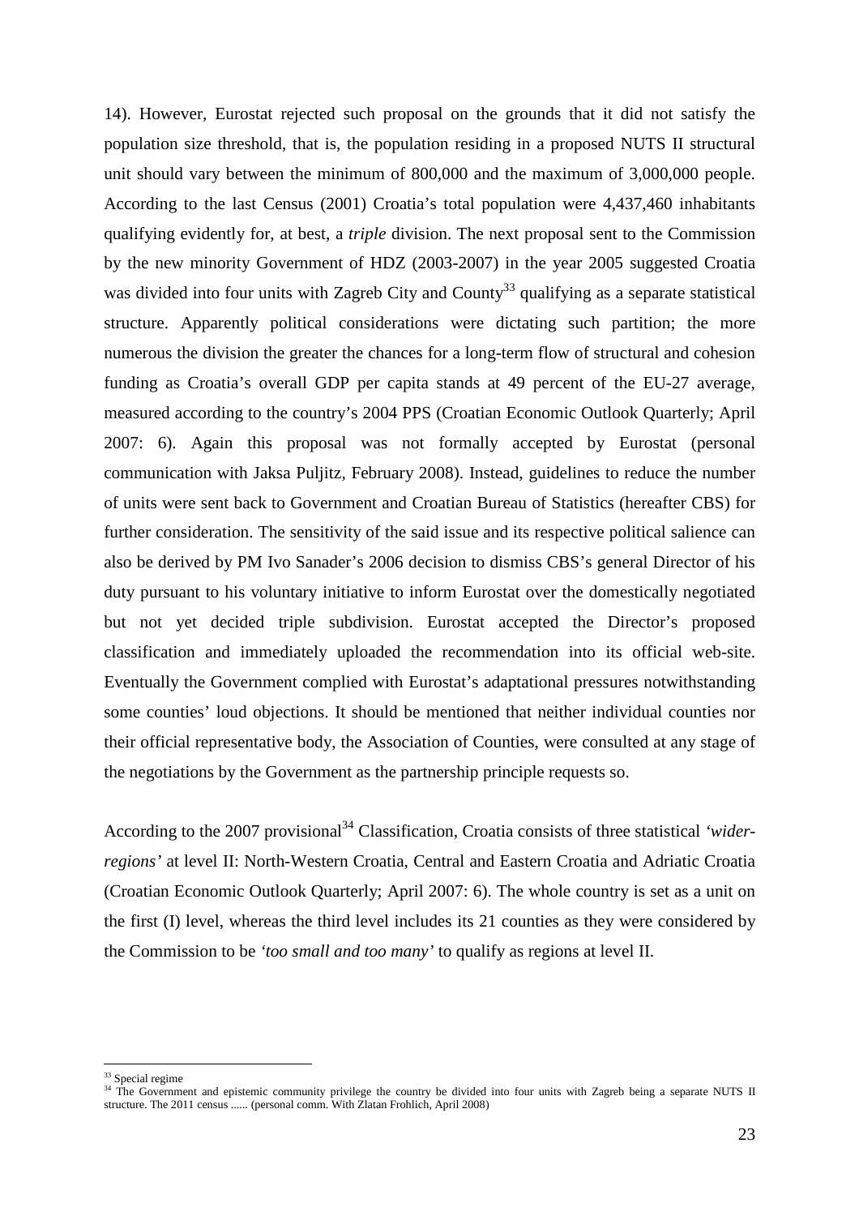14). However, Eurostat rejected such proposal on the grounds that it did not satisfy the population size threshold, that is, the population residing in a proposed NUTS II structural unit should vary between the minimum of 800,000 and the maximum of 3,000,000 people. According to the last Census (2001) Croatia's total population were 4,437,460 inhabitants qualifying evidently for, at best, a *triple* division. The next proposal sent to the Commission by the new minority Government of HDZ (2003-2007) in the year 2005 suggested Croatia was divided into four units with Zagreb City and County[33] qualifying as a separate statistical structure. Apparently political considerations were dictating such partition; the more numerous the division the greater the chances for a long-term flow of structural and cohesion funding as Croatia's overall GDP per capita stands at 49 percent of the EU-27 average, measured according to the country's 2004 PPS (Croatian Economic Outlook Quarterly; April 2007: 6). Again this proposal was not formally accepted by Eurostat (personal communication with Jaksa Puljitz, February 2008). Instead, guidelines to reduce the number of units were sent back to Government and Croatian Bureau of Statistics (hereafter CBS) for further consideration. The sensitivity of the said issue and its respective political salience can also be derived by PM Ivo Sanader's 2006 decision to dismiss CBS's general Director of his duty pursuant to his voluntary initiative to inform Eurostat over the domestically negotiated but not yet decided triple subdivision. Eurostat accepted the Director's proposed classification and immediately uploaded the recommendation into its official web-site. Eventually the Government complied with Eurostat's adaptational pressures notwithstanding some counties' loud objections. It should be mentioned that neither individual counties nor their official representative body, the Association of Counties, were consulted at any stage of the negotiations by the Government as the partnership principle requests so.

According to the 2007 provisional[34] Classification, Croatia consists of three statistical *'wider-regions'* at level II: North-Western Croatia, Central and Eastern Croatia and Adriatic Croatia (Croatian Economic Outlook Quarterly; April 2007: 6). The whole country is set as a unit on the first (I) level, whereas the third level includes its 21 counties as they were considered by the Commission to be *'too small and too many'* to qualify as regions at level II.

---

[33] Special regime

[34] The Government and epistemic community privilege the country be divided into four units with Zagreb being a separate NUTS II structure. The 2011 census ...... (personal comm. With Zlatan Frohlich, April 2008)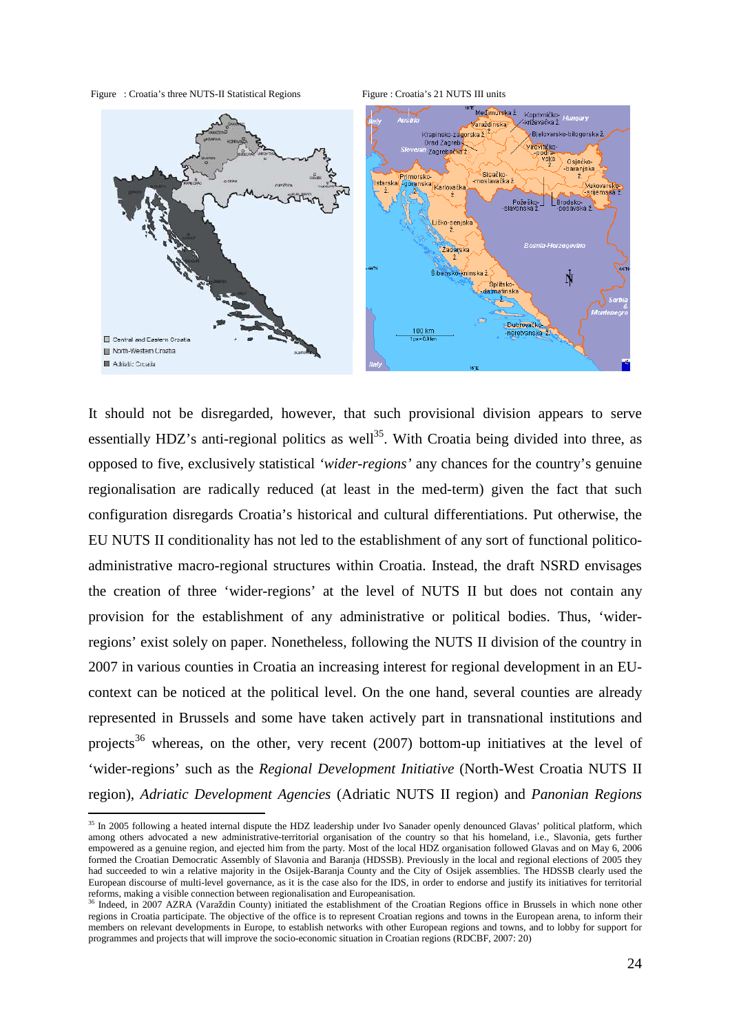Figure : Croatia's three NUTS-II Statistical Regions

Figure : Croatia's 21 NUTS III units

It should not be disregarded, however, that such provisional division appears to serve essentially HDZ's anti-regional politics as well[35]. With Croatia being divided into three, as opposed to five, exclusively statistical *'wider-regions'* any chances for the country's genuine regionalisation are radically reduced (at least in the med-term) given the fact that such configuration disregards Croatia's historical and cultural differentiations. Put otherwise, the EU NUTS II conditionality has not led to the establishment of any sort of functional politico-administrative macro-regional structures within Croatia. Instead, the draft NSRD envisages the creation of three 'wider-regions' at the level of NUTS II but does not contain any provision for the establishment of any administrative or political bodies. Thus, 'wider-regions' exist solely on paper. Nonetheless, following the NUTS II division of the country in 2007 in various counties in Croatia an increasing interest for regional development in an EU-context can be noticed at the political level. On the one hand, several counties are already represented in Brussels and some have taken actively part in transnational institutions and projects[36] whereas, on the other, very recent (2007) bottom-up initiatives at the level of 'wider-regions' such as the *Regional Development Initiative* (North-West Croatia NUTS II region), *Adriatic Development Agencies* (Adriatic NUTS II region) and *Panonian Regions*

[35] In 2005 following a heated internal dispute the HDZ leadership under Ivo Sanader openly denounced Glavas' political platform, which among others advocated a new administrative-territorial organisation of the country so that his homeland, i.e., Slavonia, gets further empowered as a genuine region, and ejected him from the party. Most of the local HDZ organisation followed Glavas and on May 6, 2006 formed the Croatian Democratic Assembly of Slavonia and Baranja (HDSSB). Previously in the local and regional elections of 2005 they had succeeded to win a relative majority in the Osijek-Baranja County and the City of Osijek assemblies. The HDSSB clearly used the European discourse of multi-level governance, as it is the case also for the IDS, in order to endorse and justify its initiatives for territorial reforms, making a visible connection between regionalisation and Europeanisation.

[36] Indeed, in 2007 AZRA (Varaždin County) initiated the establishment of the Croatian Regions office in Brussels in which none other regions in Croatia participate. The objective of the office is to represent Croatian regions and towns in the European arena, to inform their members on relevant developments in Europe, to establish networks with other European regions and towns, and to lobby for support for programmes and projects that will improve the socio-economic situation in Croatian regions (RDCBF, 2007: 20)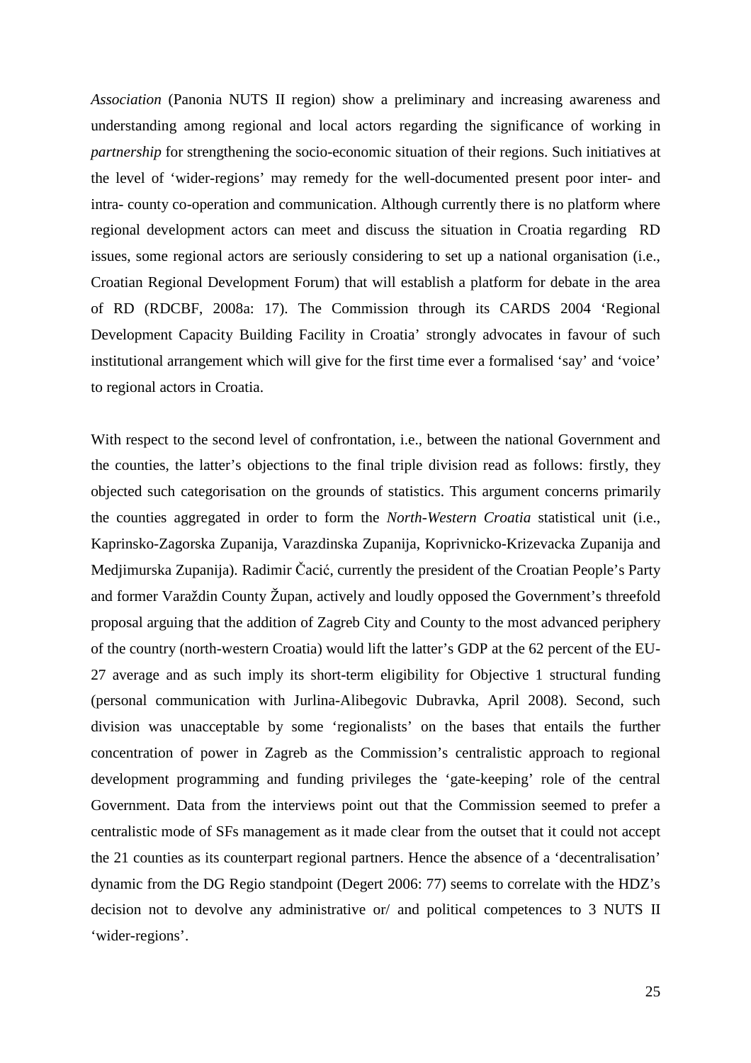*Association* (Panonia NUTS II region) show a preliminary and increasing awareness and understanding among regional and local actors regarding the significance of working in *partnership* for strengthening the socio-economic situation of their regions. Such initiatives at the level of 'wider-regions' may remedy for the well-documented present poor inter- and intra- county co-operation and communication. Although currently there is no platform where regional development actors can meet and discuss the situation in Croatia regarding RD issues, some regional actors are seriously considering to set up a national organisation (i.e., Croatian Regional Development Forum) that will establish a platform for debate in the area of RD (RDCBF, 2008a: 17). The Commission through its CARDS 2004 'Regional Development Capacity Building Facility in Croatia' strongly advocates in favour of such institutional arrangement which will give for the first time ever a formalised 'say' and 'voice' to regional actors in Croatia.

With respect to the second level of confrontation, i.e., between the national Government and the counties, the latter's objections to the final triple division read as follows: firstly, they objected such categorisation on the grounds of statistics. This argument concerns primarily the counties aggregated in order to form the *North-Western Croatia* statistical unit (i.e., Kaprinsko-Zagorska Zupanija, Varazdinska Zupanija, Koprivnicko-Krizevacka Zupanija and Medjimurska Zupanija). Radimir Čacić, currently the president of the Croatian People's Party and former Varaždin County Župan, actively and loudly opposed the Government's threefold proposal arguing that the addition of Zagreb City and County to the most advanced periphery of the country (north-western Croatia) would lift the latter's GDP at the 62 percent of the EU-27 average and as such imply its short-term eligibility for Objective 1 structural funding (personal communication with Jurlina-Alibegovic Dubravka, April 2008). Second, such division was unacceptable by some 'regionalists' on the bases that entails the further concentration of power in Zagreb as the Commission's centralistic approach to regional development programming and funding privileges the 'gate-keeping' role of the central Government. Data from the interviews point out that the Commission seemed to prefer a centralistic mode of SFs management as it made clear from the outset that it could not accept the 21 counties as its counterpart regional partners. Hence the absence of a 'decentralisation' dynamic from the DG Regio standpoint (Degert 2006: 77) seems to correlate with the HDZ's decision not to devolve any administrative or/ and political competences to 3 NUTS II 'wider-regions'.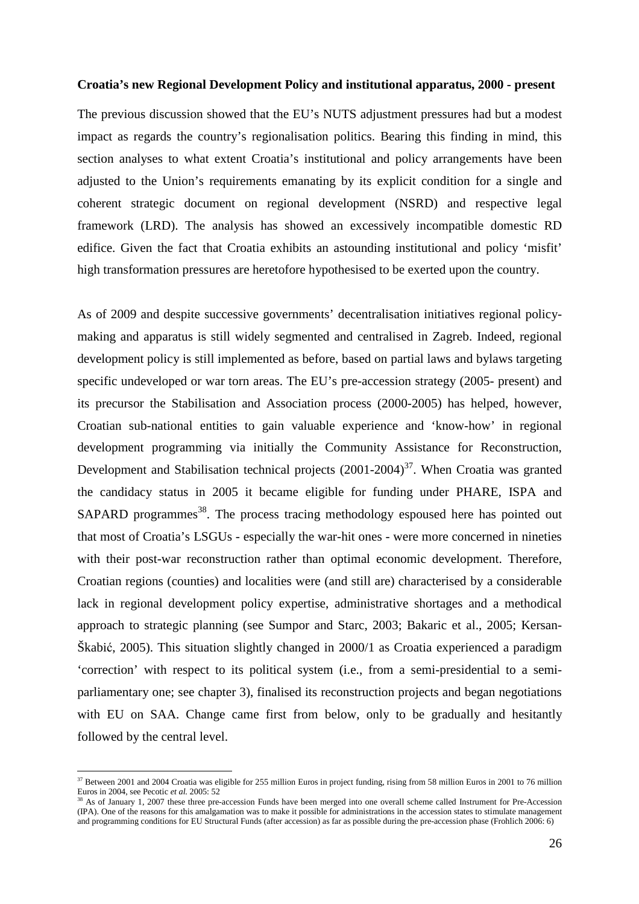**Croatia's new Regional Development Policy and institutional apparatus, 2000 - present**

The previous discussion showed that the EU's NUTS adjustment pressures had but a modest impact as regards the country's regionalisation politics. Bearing this finding in mind, this section analyses to what extent Croatia's institutional and policy arrangements have been adjusted to the Union's requirements emanating by its explicit condition for a single and coherent strategic document on regional development (NSRD) and respective legal framework (LRD). The analysis has showed an excessively incompatible domestic RD edifice. Given the fact that Croatia exhibits an astounding institutional and policy 'misfit' high transformation pressures are heretofore hypothesised to be exerted upon the country.

As of 2009 and despite successive governments' decentralisation initiatives regional policy-making and apparatus is still widely segmented and centralised in Zagreb. Indeed, regional development policy is still implemented as before, based on partial laws and bylaws targeting specific undeveloped or war torn areas. The EU's pre-accession strategy (2005- present) and its precursor the Stabilisation and Association process (2000-2005) has helped, however, Croatian sub-national entities to gain valuable experience and 'know-how' in regional development programming via initially the Community Assistance for Reconstruction, Development and Stabilisation technical projects (2001-2004)[37]. When Croatia was granted the candidacy status in 2005 it became eligible for funding under PHARE, ISPA and SAPARD programmes[38]. The process tracing methodology espoused here has pointed out that most of Croatia's LSGUs - especially the war-hit ones - were more concerned in nineties with their post-war reconstruction rather than optimal economic development. Therefore, Croatian regions (counties) and localities were (and still are) characterised by a considerable lack in regional development policy expertise, administrative shortages and a methodical approach to strategic planning (see Sumpor and Starc, 2003; Bakaric et al., 2005; Kersan-Škabić, 2005). This situation slightly changed in 2000/1 as Croatia experienced a paradigm 'correction' with respect to its political system (i.e., from a semi-presidential to a semi-parliamentary one; see chapter 3), finalised its reconstruction projects and began negotiations with EU on SAA. Change came first from below, only to be gradually and hesitantly followed by the central level.

---

[37] Between 2001 and 2004 Croatia was eligible for 255 million Euros in project funding, rising from 58 million Euros in 2001 to 76 million Euros in 2004, see Pecotic *et al.* 2005: 52

[38] As of January 1, 2007 these three pre-accession Funds have been merged into one overall scheme called Instrument for Pre-Accession (IPA). One of the reasons for this amalgamation was to make it possible for administrations in the accession states to stimulate management and programming conditions for EU Structural Funds (after accession) as far as possible during the pre-accession phase (Frohlich 2006: 6)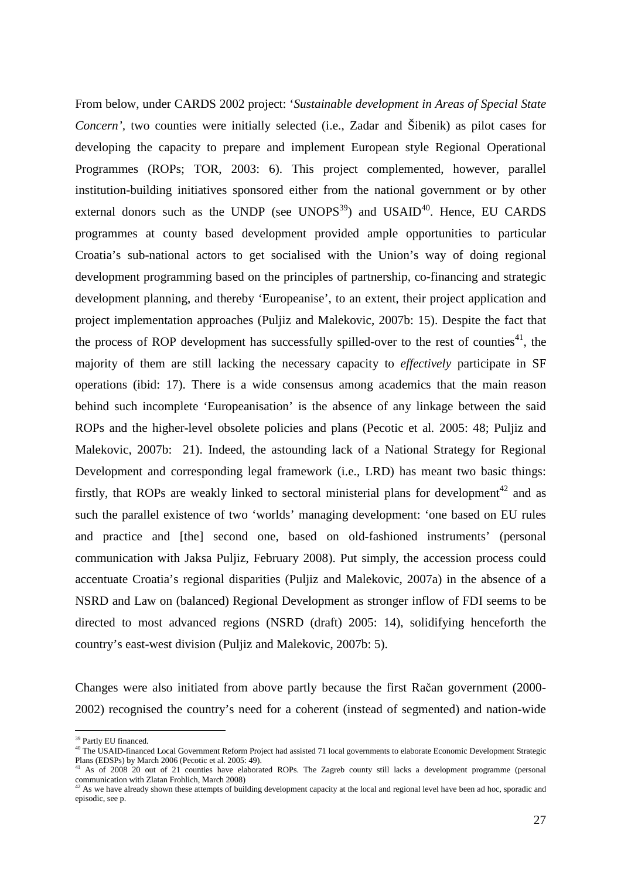From below, under CARDS 2002 project: '*Sustainable development in Areas of Special State Concern'*, two counties were initially selected (i.e., Zadar and Šibenik) as pilot cases for developing the capacity to prepare and implement European style Regional Operational Programmes (ROPs; TOR, 2003: 6). This project complemented, however, parallel institution-building initiatives sponsored either from the national government or by other external donors such as the UNDP (see UNOPS[39]) and USAID[40]. Hence, EU CARDS programmes at county based development provided ample opportunities to particular Croatia's sub-national actors to get socialised with the Union's way of doing regional development programming based on the principles of partnership, co-financing and strategic development planning, and thereby 'Europeanise', to an extent, their project application and project implementation approaches (Puljiz and Malekovic, 2007b: 15). Despite the fact that the process of ROP development has successfully spilled-over to the rest of counties[41], the majority of them are still lacking the necessary capacity to *effectively* participate in SF operations (ibid: 17). There is a wide consensus among academics that the main reason behind such incomplete 'Europeanisation' is the absence of any linkage between the said ROPs and the higher-level obsolete policies and plans (Pecotic et al. 2005: 48; Puljiz and Malekovic, 2007b: 21). Indeed, the astounding lack of a National Strategy for Regional Development and corresponding legal framework (i.e., LRD) has meant two basic things: firstly, that ROPs are weakly linked to sectoral ministerial plans for development[42] and as such the parallel existence of two 'worlds' managing development: 'one based on EU rules and practice and [the] second one, based on old-fashioned instruments' (personal communication with Jaksa Puljiz, February 2008). Put simply, the accession process could accentuate Croatia's regional disparities (Puljiz and Malekovic, 2007a) in the absence of a NSRD and Law on (balanced) Regional Development as stronger inflow of FDI seems to be directed to most advanced regions (NSRD (draft) 2005: 14), solidifying henceforth the country's east-west division (Puljiz and Malekovic, 2007b: 5).

Changes were also initiated from above partly because the first Račan government (2000-2002) recognised the country's need for a coherent (instead of segmented) and nation-wide

---

[39] Partly EU financed.

[40] The USAID-financed Local Government Reform Project had assisted 71 local governments to elaborate Economic Development Strategic Plans (EDSPs) by March 2006 (Pecotic et al. 2005: 49).

[41] As of 2008 20 out of 21 counties have elaborated ROPs. The Zagreb county still lacks a development programme (personal communication with Zlatan Frohlich, March 2008)

[42] As we have already shown these attempts of building development capacity at the local and regional level have been ad hoc, sporadic and episodic, see p.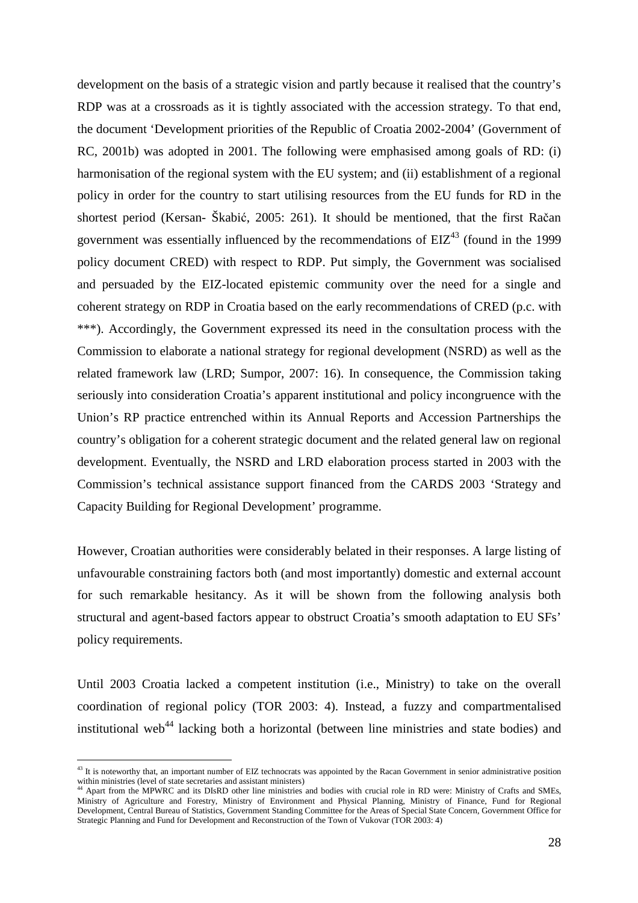development on the basis of a strategic vision and partly because it realised that the country's RDP was at a crossroads as it is tightly associated with the accession strategy. To that end, the document 'Development priorities of the Republic of Croatia 2002-2004' (Government of RC, 2001b) was adopted in 2001. The following were emphasised among goals of RD: (i) harmonisation of the regional system with the EU system; and (ii) establishment of a regional policy in order for the country to start utilising resources from the EU funds for RD in the shortest period (Kersan- Škabić, 2005: 261). It should be mentioned, that the first Račan government was essentially influenced by the recommendations of EIZ[43] (found in the 1999 policy document CRED) with respect to RDP. Put simply, the Government was socialised and persuaded by the EIZ-located epistemic community over the need for a single and coherent strategy on RDP in Croatia based on the early recommendations of CRED (p.c. with ***). Accordingly, the Government expressed its need in the consultation process with the Commission to elaborate a national strategy for regional development (NSRD) as well as the related framework law (LRD; Sumpor, 2007: 16). In consequence, the Commission taking seriously into consideration Croatia's apparent institutional and policy incongruence with the Union's RP practice entrenched within its Annual Reports and Accession Partnerships the country's obligation for a coherent strategic document and the related general law on regional development. Eventually, the NSRD and LRD elaboration process started in 2003 with the Commission's technical assistance support financed from the CARDS 2003 'Strategy and Capacity Building for Regional Development' programme.

However, Croatian authorities were considerably belated in their responses. A large listing of unfavourable constraining factors both (and most importantly) domestic and external account for such remarkable hesitancy. As it will be shown from the following analysis both structural and agent-based factors appear to obstruct Croatia's smooth adaptation to EU SFs' policy requirements.

Until 2003 Croatia lacked a competent institution (i.e., Ministry) to take on the overall coordination of regional policy (TOR 2003: 4). Instead, a fuzzy and compartmentalised institutional web[44] lacking both a horizontal (between line ministries and state bodies) and

[43] It is noteworthy that, an important number of EIZ technocrats was appointed by the Racan Government in senior administrative position within ministries (level of state secretaries and assistant ministers)

[44] Apart from the MPWRC and its DIsRD other line ministries and bodies with crucial role in RD were: Ministry of Crafts and SMEs, Ministry of Agriculture and Forestry, Ministry of Environment and Physical Planning, Ministry of Finance, Fund for Regional Development, Central Bureau of Statistics, Government Standing Committee for the Areas of Special State Concern, Government Office for Strategic Planning and Fund for Development and Reconstruction of the Town of Vukovar (TOR 2003: 4)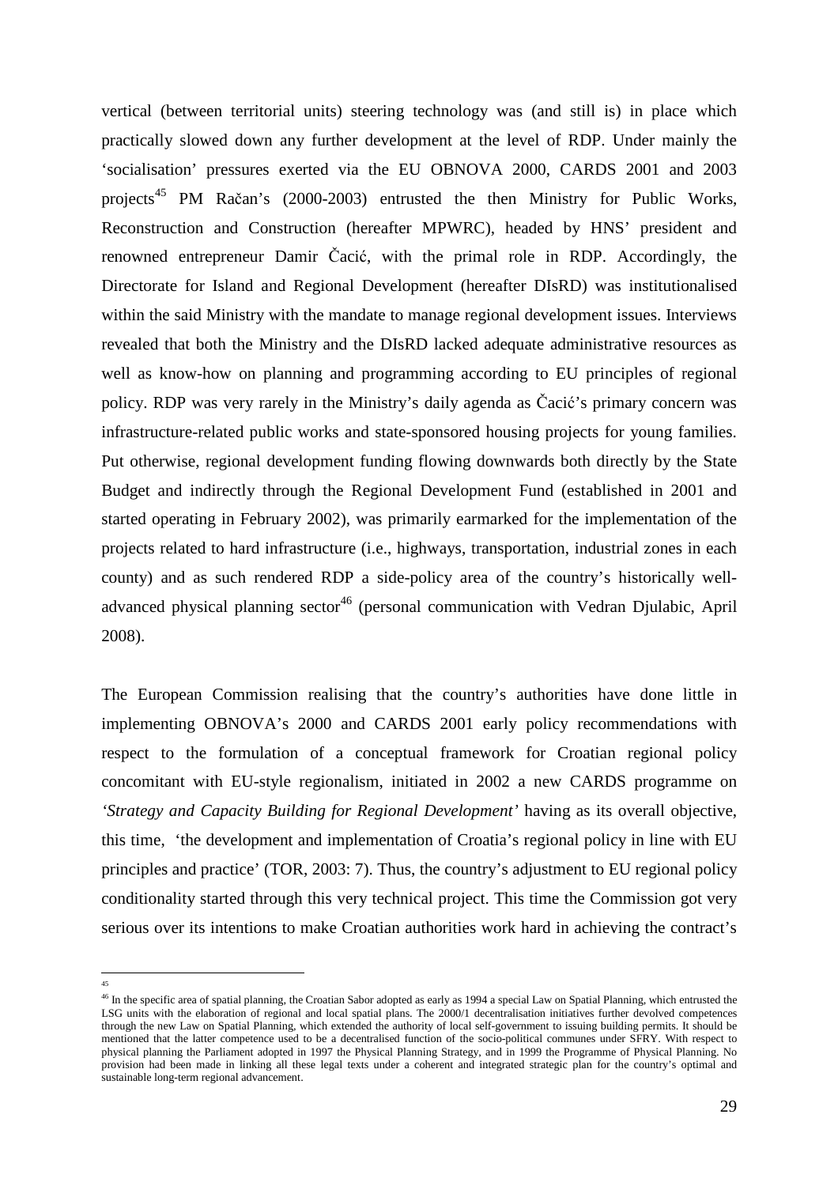vertical (between territorial units) steering technology was (and still is) in place which practically slowed down any further development at the level of RDP. Under mainly the 'socialisation' pressures exerted via the EU OBNOVA 2000, CARDS 2001 and 2003 projects[45] PM Račan's (2000-2003) entrusted the then Ministry for Public Works, Reconstruction and Construction (hereafter MPWRC), headed by HNS' president and renowned entrepreneur Damir Čacić, with the primal role in RDP. Accordingly, the Directorate for Island and Regional Development (hereafter DIsRD) was institutionalised within the said Ministry with the mandate to manage regional development issues. Interviews revealed that both the Ministry and the DIsRD lacked adequate administrative resources as well as know-how on planning and programming according to EU principles of regional policy. RDP was very rarely in the Ministry's daily agenda as Čacić's primary concern was infrastructure-related public works and state-sponsored housing projects for young families. Put otherwise, regional development funding flowing downwards both directly by the State Budget and indirectly through the Regional Development Fund (established in 2001 and started operating in February 2002), was primarily earmarked for the implementation of the projects related to hard infrastructure (i.e., highways, transportation, industrial zones in each county) and as such rendered RDP a side-policy area of the country's historically well-advanced physical planning sector[46] (personal communication with Vedran Djulabic, April 2008).

The European Commission realising that the country's authorities have done little in implementing OBNOVA's 2000 and CARDS 2001 early policy recommendations with respect to the formulation of a conceptual framework for Croatian regional policy concomitant with EU-style regionalism, initiated in 2002 a new CARDS programme on *'Strategy and Capacity Building for Regional Development'* having as its overall objective, this time, 'the development and implementation of Croatia's regional policy in line with EU principles and practice' (TOR, 2003: 7). Thus, the country's adjustment to EU regional policy conditionality started through this very technical project. This time the Commission got very serious over its intentions to make Croatian authorities work hard in achieving the contract's

---

[45]

[46] In the specific area of spatial planning, the Croatian Sabor adopted as early as 1994 a special Law on Spatial Planning, which entrusted the LSG units with the elaboration of regional and local spatial plans. The 2000/1 decentralisation initiatives further devolved competences through the new Law on Spatial Planning, which extended the authority of local self-government to issuing building permits. It should be mentioned that the latter competence used to be a decentralised function of the socio-political communes under SFRY. With respect to physical planning the Parliament adopted in 1997 the Physical Planning Strategy, and in 1999 the Programme of Physical Planning. No provision had been made in linking all these legal texts under a coherent and integrated strategic plan for the country's optimal and sustainable long-term regional advancement.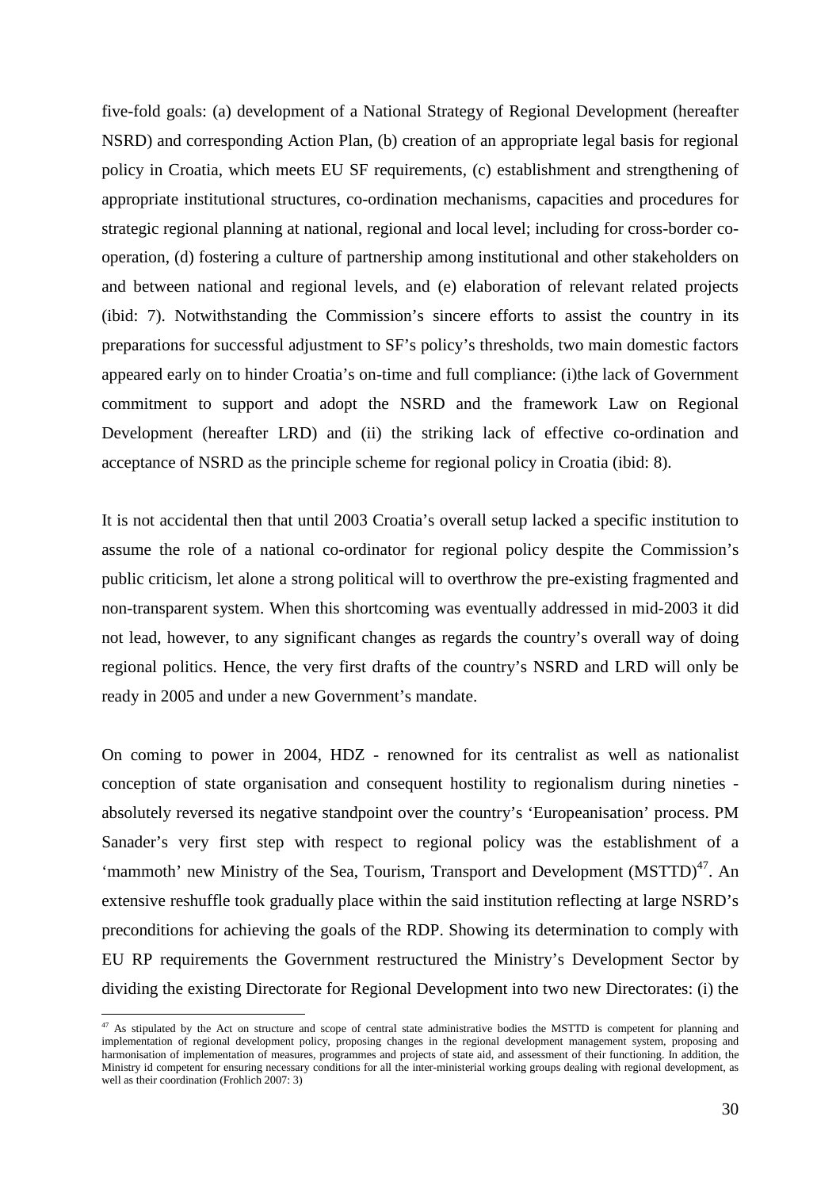five-fold goals: (a) development of a National Strategy of Regional Development (hereafter NSRD) and corresponding Action Plan, (b) creation of an appropriate legal basis for regional policy in Croatia, which meets EU SF requirements, (c) establishment and strengthening of appropriate institutional structures, co-ordination mechanisms, capacities and procedures for strategic regional planning at national, regional and local level; including for cross-border co-operation, (d) fostering a culture of partnership among institutional and other stakeholders on and between national and regional levels, and (e) elaboration of relevant related projects (ibid: 7). Notwithstanding the Commission's sincere efforts to assist the country in its preparations for successful adjustment to SF's policy's thresholds, two main domestic factors appeared early on to hinder Croatia's on-time and full compliance: (i)the lack of Government commitment to support and adopt the NSRD and the framework Law on Regional Development (hereafter LRD) and (ii) the striking lack of effective co-ordination and acceptance of NSRD as the principle scheme for regional policy in Croatia (ibid: 8).

It is not accidental then that until 2003 Croatia's overall setup lacked a specific institution to assume the role of a national co-ordinator for regional policy despite the Commission's public criticism, let alone a strong political will to overthrow the pre-existing fragmented and non-transparent system. When this shortcoming was eventually addressed in mid-2003 it did not lead, however, to any significant changes as regards the country's overall way of doing regional politics. Hence, the very first drafts of the country's NSRD and LRD will only be ready in 2005 and under a new Government's mandate.

On coming to power in 2004, HDZ - renowned for its centralist as well as nationalist conception of state organisation and consequent hostility to regionalism during nineties - absolutely reversed its negative standpoint over the country's 'Europeanisation' process. PM Sanader's very first step with respect to regional policy was the establishment of a 'mammoth' new Ministry of the Sea, Tourism, Transport and Development (MSTTD)[47]. An extensive reshuffle took gradually place within the said institution reflecting at large NSRD's preconditions for achieving the goals of the RDP. Showing its determination to comply with EU RP requirements the Government restructured the Ministry's Development Sector by dividing the existing Directorate for Regional Development into two new Directorates: (i) the

[47] As stipulated by the Act on structure and scope of central state administrative bodies the MSTTD is competent for planning and implementation of regional development policy, proposing changes in the regional development management system, proposing and harmonisation of implementation of measures, programmes and projects of state aid, and assessment of their functioning. In addition, the Ministry id competent for ensuring necessary conditions for all the inter-ministerial working groups dealing with regional development, as well as their coordination (Frohlich 2007: 3)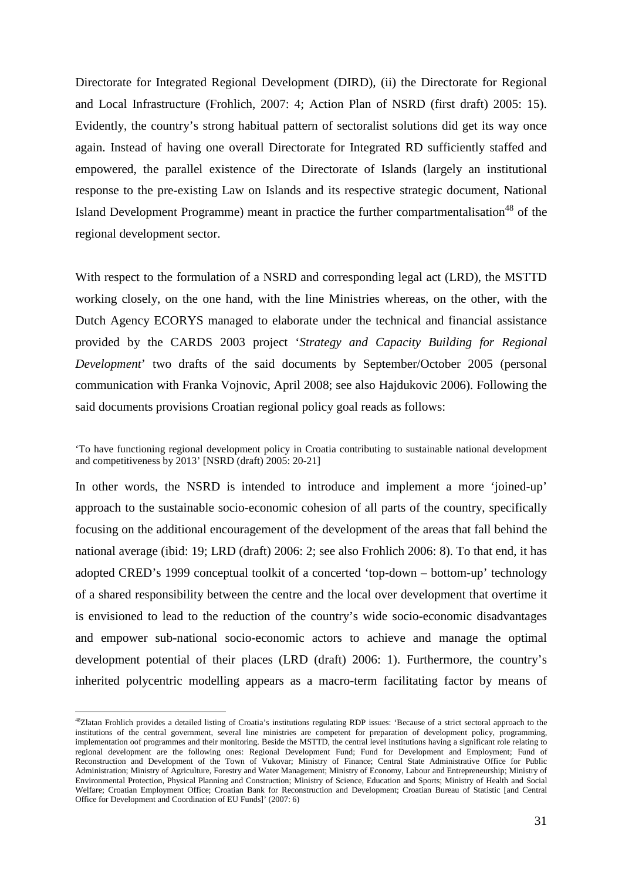Directorate for Integrated Regional Development (DIRD), (ii) the Directorate for Regional and Local Infrastructure (Frohlich, 2007: 4; Action Plan of NSRD (first draft) 2005: 15). Evidently, the country's strong habitual pattern of sectoralist solutions did get its way once again. Instead of having one overall Directorate for Integrated RD sufficiently staffed and empowered, the parallel existence of the Directorate of Islands (largely an institutional response to the pre-existing Law on Islands and its respective strategic document, National Island Development Programme) meant in practice the further compartmentalisation[48] of the regional development sector.

With respect to the formulation of a NSRD and corresponding legal act (LRD), the MSTTD working closely, on the one hand, with the line Ministries whereas, on the other, with the Dutch Agency ECORYS managed to elaborate under the technical and financial assistance provided by the CARDS 2003 project '*Strategy and Capacity Building for Regional Development*' two drafts of the said documents by September/October 2005 (personal communication with Franka Vojnovic, April 2008; see also Hajdukovic 2006). Following the said documents provisions Croatian regional policy goal reads as follows:

'To have functioning regional development policy in Croatia contributing to sustainable national development and competitiveness by 2013' [NSRD (draft) 2005: 20-21]

In other words, the NSRD is intended to introduce and implement a more 'joined-up' approach to the sustainable socio-economic cohesion of all parts of the country, specifically focusing on the additional encouragement of the development of the areas that fall behind the national average (ibid: 19; LRD (draft) 2006: 2; see also Frohlich 2006: 8). To that end, it has adopted CRED's 1999 conceptual toolkit of a concerted 'top-down – bottom-up' technology of a shared responsibility between the centre and the local over development that overtime it is envisioned to lead to the reduction of the country's wide socio-economic disadvantages and empower sub-national socio-economic actors to achieve and manage the optimal development potential of their places (LRD (draft) 2006: 1). Furthermore, the country's inherited polycentric modelling appears as a macro-term facilitating factor by means of

[48] Zlatan Frohlich provides a detailed listing of Croatia's institutions regulating RDP issues: 'Because of a strict sectoral approach to the institutions of the central government, several line ministries are competent for preparation of development policy, programming, implementation oof programmes and their monitoring. Beside the MSTTD, the central level institutions having a significant role relating to regional development are the following ones: Regional Development Fund; Fund for Development and Employment; Fund of Reconstruction and Development of the Town of Vukovar; Ministry of Finance; Central State Administrative Office for Public Administration; Ministry of Agriculture, Forestry and Water Management; Ministry of Economy, Labour and Entrepreneurship; Ministry of Environmental Protection, Physical Planning and Construction; Ministry of Science, Education and Sports; Ministry of Health and Social Welfare; Croatian Employment Office; Croatian Bank for Reconstruction and Development; Croatian Bureau of Statistic [and Central Office for Development and Coordination of EU Funds]' (2007: 6)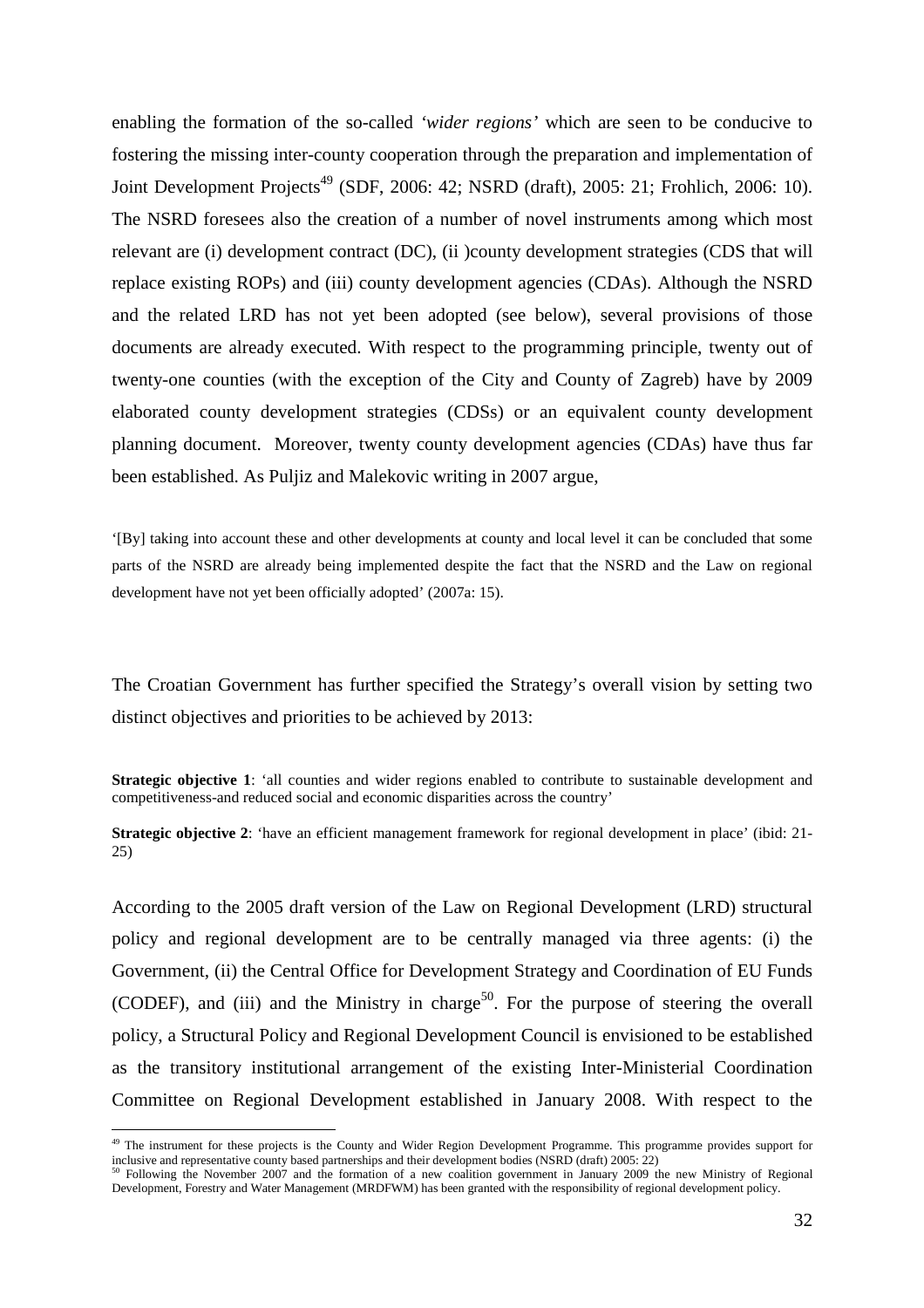enabling the formation of the so-called *'wider regions'* which are seen to be conducive to fostering the missing inter-county cooperation through the preparation and implementation of Joint Development Projects[49] (SDF, 2006: 42; NSRD (draft), 2005: 21; Frohlich, 2006: 10). The NSRD foresees also the creation of a number of novel instruments among which most relevant are (i) development contract (DC), (ii )county development strategies (CDS that will replace existing ROPs) and (iii) county development agencies (CDAs). Although the NSRD and the related LRD has not yet been adopted (see below), several provisions of those documents are already executed. With respect to the programming principle, twenty out of twenty-one counties (with the exception of the City and County of Zagreb) have by 2009 elaborated county development strategies (CDSs) or an equivalent county development planning document. Moreover, twenty county development agencies (CDAs) have thus far been established. As Puljiz and Malekovic writing in 2007 argue,

> '[By] taking into account these and other developments at county and local level it can be concluded that some parts of the NSRD are already being implemented despite the fact that the NSRD and the Law on regional development have not yet been officially adopted' (2007a: 15).

The Croatian Government has further specified the Strategy's overall vision by setting two distinct objectives and priorities to be achieved by 2013:

> **Strategic objective 1**: 'all counties and wider regions enabled to contribute to sustainable development and competitiveness-and reduced social and economic disparities across the country'
>
> **Strategic objective 2**: 'have an efficient management framework for regional development in place' (ibid: 21-25)

According to the 2005 draft version of the Law on Regional Development (LRD) structural policy and regional development are to be centrally managed via three agents: (i) the Government, (ii) the Central Office for Development Strategy and Coordination of EU Funds (CODEF), and (iii) and the Ministry in charge[50]. For the purpose of steering the overall policy, a Structural Policy and Regional Development Council is envisioned to be established as the transitory institutional arrangement of the existing Inter-Ministerial Coordination Committee on Regional Development established in January 2008. With respect to the

---

[49] The instrument for these projects is the County and Wider Region Development Programme. This programme provides support for inclusive and representative county based partnerships and their development bodies (NSRD (draft) 2005: 22)

[50] Following the November 2007 and the formation of a new coalition government in January 2009 the new Ministry of Regional Development, Forestry and Water Management (MRDFWM) has been granted with the responsibility of regional development policy.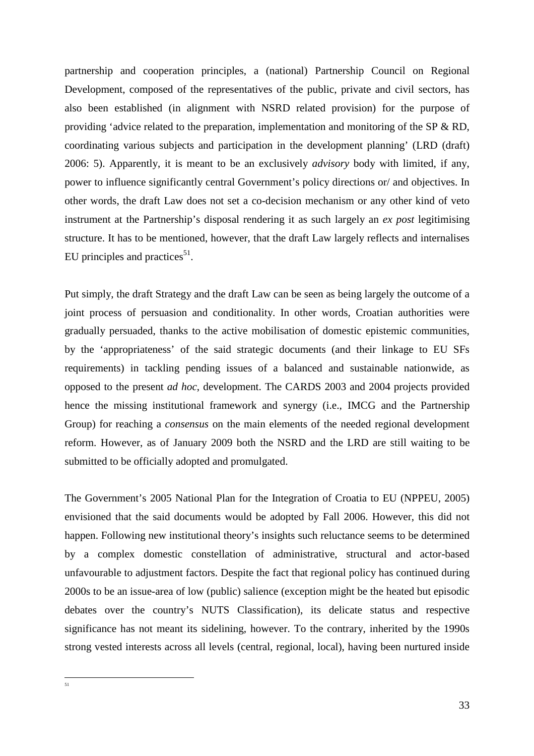partnership and cooperation principles, a (national) Partnership Council on Regional Development, composed of the representatives of the public, private and civil sectors, has also been established (in alignment with NSRD related provision) for the purpose of providing 'advice related to the preparation, implementation and monitoring of the SP & RD, coordinating various subjects and participation in the development planning' (LRD (draft) 2006: 5). Apparently, it is meant to be an exclusively *advisory* body with limited, if any, power to influence significantly central Government's policy directions or/ and objectives. In other words, the draft Law does not set a co-decision mechanism or any other kind of veto instrument at the Partnership's disposal rendering it as such largely an *ex post* legitimising structure. It has to be mentioned, however, that the draft Law largely reflects and internalises EU principles and practices[51].

Put simply, the draft Strategy and the draft Law can be seen as being largely the outcome of a joint process of persuasion and conditionality. In other words, Croatian authorities were gradually persuaded, thanks to the active mobilisation of domestic epistemic communities, by the 'appropriateness' of the said strategic documents (and their linkage to EU SFs requirements) in tackling pending issues of a balanced and sustainable nationwide, as opposed to the present *ad hoc*, development. The CARDS 2003 and 2004 projects provided hence the missing institutional framework and synergy (i.e., IMCG and the Partnership Group) for reaching a *consensus* on the main elements of the needed regional development reform. However, as of January 2009 both the NSRD and the LRD are still waiting to be submitted to be officially adopted and promulgated.

The Government's 2005 National Plan for the Integration of Croatia to EU (NPPEU, 2005) envisioned that the said documents would be adopted by Fall 2006. However, this did not happen. Following new institutional theory's insights such reluctance seems to be determined by a complex domestic constellation of administrative, structural and actor-based unfavourable to adjustment factors. Despite the fact that regional policy has continued during 2000s to be an issue-area of low (public) salience (exception might be the heated but episodic debates over the country's NUTS Classification), its delicate status and respective significance has not meant its sidelining, however. To the contrary, inherited by the 1990s strong vested interests across all levels (central, regional, local), having been nurtured inside

[51]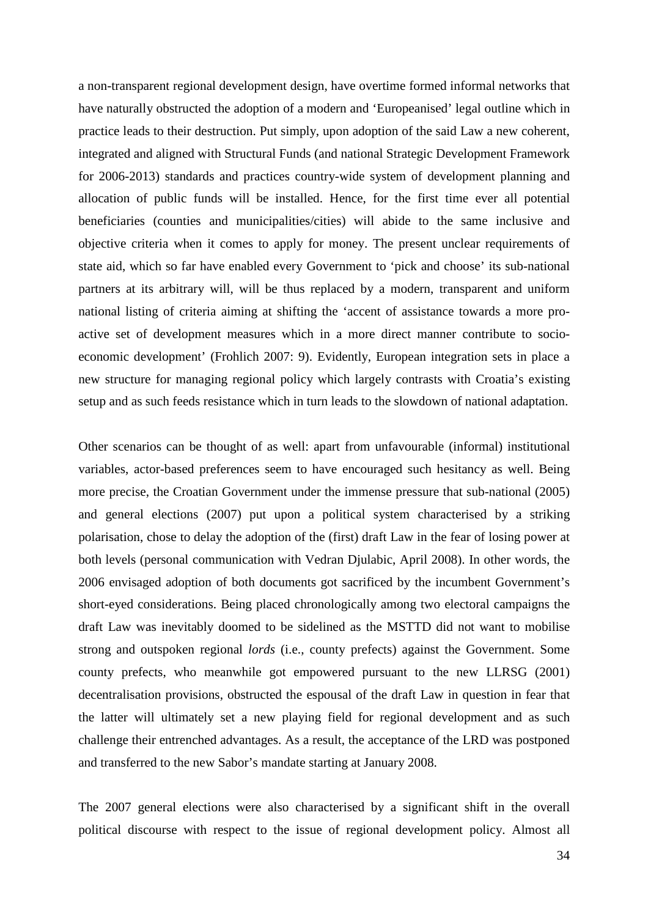a non-transparent regional development design, have overtime formed informal networks that have naturally obstructed the adoption of a modern and 'Europeanised' legal outline which in practice leads to their destruction. Put simply, upon adoption of the said Law a new coherent, integrated and aligned with Structural Funds (and national Strategic Development Framework for 2006-2013) standards and practices country-wide system of development planning and allocation of public funds will be installed. Hence, for the first time ever all potential beneficiaries (counties and municipalities/cities) will abide to the same inclusive and objective criteria when it comes to apply for money. The present unclear requirements of state aid, which so far have enabled every Government to 'pick and choose' its sub-national partners at its arbitrary will, will be thus replaced by a modern, transparent and uniform national listing of criteria aiming at shifting the 'accent of assistance towards a more pro-active set of development measures which in a more direct manner contribute to socio-economic development' (Frohlich 2007: 9). Evidently, European integration sets in place a new structure for managing regional policy which largely contrasts with Croatia's existing setup and as such feeds resistance which in turn leads to the slowdown of national adaptation.

Other scenarios can be thought of as well: apart from unfavourable (informal) institutional variables, actor-based preferences seem to have encouraged such hesitancy as well. Being more precise, the Croatian Government under the immense pressure that sub-national (2005) and general elections (2007) put upon a political system characterised by a striking polarisation, chose to delay the adoption of the (first) draft Law in the fear of losing power at both levels (personal communication with Vedran Djulabic, April 2008). In other words, the 2006 envisaged adoption of both documents got sacrificed by the incumbent Government's short-eyed considerations. Being placed chronologically among two electoral campaigns the draft Law was inevitably doomed to be sidelined as the MSTTD did not want to mobilise strong and outspoken regional *lords* (i.e., county prefects) against the Government. Some county prefects, who meanwhile got empowered pursuant to the new LLRSG (2001) decentralisation provisions, obstructed the espousal of the draft Law in question in fear that the latter will ultimately set a new playing field for regional development and as such challenge their entrenched advantages. As a result, the acceptance of the LRD was postponed and transferred to the new Sabor's mandate starting at January 2008.

The 2007 general elections were also characterised by a significant shift in the overall political discourse with respect to the issue of regional development policy. Almost all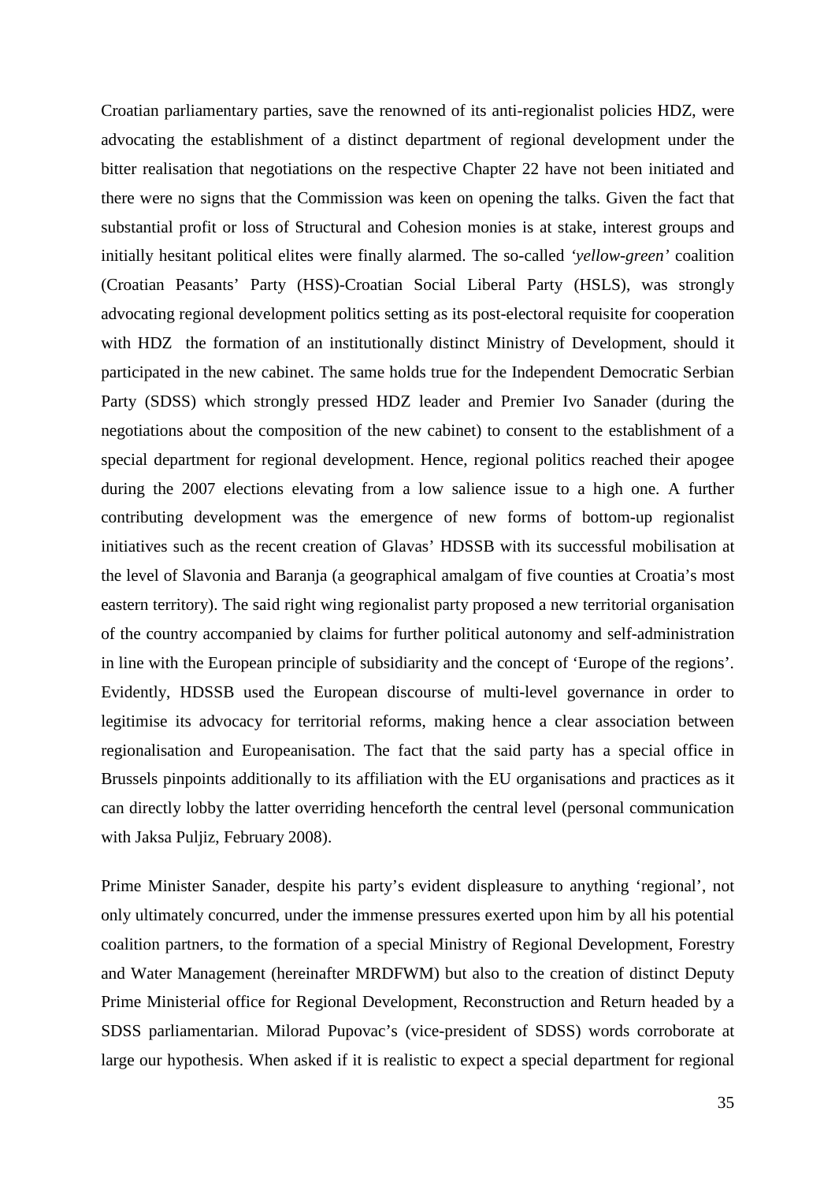Croatian parliamentary parties, save the renowned of its anti-regionalist policies HDZ, were advocating the establishment of a distinct department of regional development under the bitter realisation that negotiations on the respective Chapter 22 have not been initiated and there were no signs that the Commission was keen on opening the talks. Given the fact that substantial profit or loss of Structural and Cohesion monies is at stake, interest groups and initially hesitant political elites were finally alarmed. The so-called *'yellow-green'* coalition (Croatian Peasants' Party (HSS)-Croatian Social Liberal Party (HSLS), was strongly advocating regional development politics setting as its post-electoral requisite for cooperation with HDZ the formation of an institutionally distinct Ministry of Development, should it participated in the new cabinet. The same holds true for the Independent Democratic Serbian Party (SDSS) which strongly pressed HDZ leader and Premier Ivo Sanader (during the negotiations about the composition of the new cabinet) to consent to the establishment of a special department for regional development. Hence, regional politics reached their apogee during the 2007 elections elevating from a low salience issue to a high one. A further contributing development was the emergence of new forms of bottom-up regionalist initiatives such as the recent creation of Glavas' HDSSB with its successful mobilisation at the level of Slavonia and Baranja (a geographical amalgam of five counties at Croatia's most eastern territory). The said right wing regionalist party proposed a new territorial organisation of the country accompanied by claims for further political autonomy and self-administration in line with the European principle of subsidiarity and the concept of 'Europe of the regions'. Evidently, HDSSB used the European discourse of multi-level governance in order to legitimise its advocacy for territorial reforms, making hence a clear association between regionalisation and Europeanisation. The fact that the said party has a special office in Brussels pinpoints additionally to its affiliation with the EU organisations and practices as it can directly lobby the latter overriding henceforth the central level (personal communication with Jaksa Puljiz, February 2008).

Prime Minister Sanader, despite his party's evident displeasure to anything 'regional', not only ultimately concurred, under the immense pressures exerted upon him by all his potential coalition partners, to the formation of a special Ministry of Regional Development, Forestry and Water Management (hereinafter MRDFWM) but also to the creation of distinct Deputy Prime Ministerial office for Regional Development, Reconstruction and Return headed by a SDSS parliamentarian. Milorad Pupovac's (vice-president of SDSS) words corroborate at large our hypothesis. When asked if it is realistic to expect a special department for regional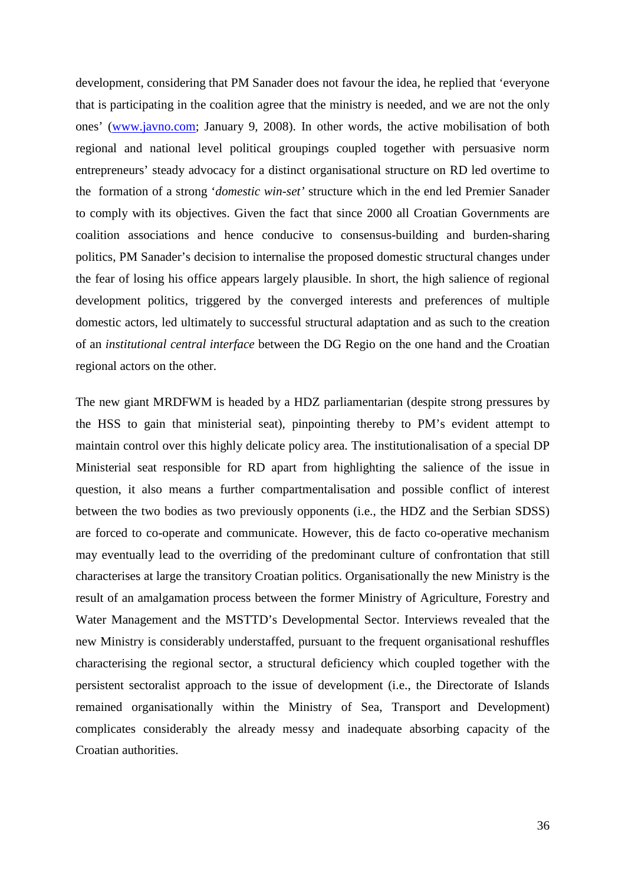development, considering that PM Sanader does not favour the idea, he replied that 'everyone that is participating in the coalition agree that the ministry is needed, and we are not the only ones' (www.javno.com; January 9, 2008). In other words, the active mobilisation of both regional and national level political groupings coupled together with persuasive norm entrepreneurs' steady advocacy for a distinct organisational structure on RD led overtime to the formation of a strong '*domestic win-set'* structure which in the end led Premier Sanader to comply with its objectives. Given the fact that since 2000 all Croatian Governments are coalition associations and hence conducive to consensus-building and burden-sharing politics, PM Sanader's decision to internalise the proposed domestic structural changes under the fear of losing his office appears largely plausible. In short, the high salience of regional development politics, triggered by the converged interests and preferences of multiple domestic actors, led ultimately to successful structural adaptation and as such to the creation of an *institutional central interface* between the DG Regio on the one hand and the Croatian regional actors on the other.

The new giant MRDFWM is headed by a HDZ parliamentarian (despite strong pressures by the HSS to gain that ministerial seat), pinpointing thereby to PM's evident attempt to maintain control over this highly delicate policy area. The institutionalisation of a special DP Ministerial seat responsible for RD apart from highlighting the salience of the issue in question, it also means a further compartmentalisation and possible conflict of interest between the two bodies as two previously opponents (i.e., the HDZ and the Serbian SDSS) are forced to co-operate and communicate. However, this de facto co-operative mechanism may eventually lead to the overriding of the predominant culture of confrontation that still characterises at large the transitory Croatian politics. Organisationally the new Ministry is the result of an amalgamation process between the former Ministry of Agriculture, Forestry and Water Management and the MSTTD's Developmental Sector. Interviews revealed that the new Ministry is considerably understaffed, pursuant to the frequent organisational reshuffles characterising the regional sector, a structural deficiency which coupled together with the persistent sectoralist approach to the issue of development (i.e., the Directorate of Islands remained organisationally within the Ministry of Sea, Transport and Development) complicates considerably the already messy and inadequate absorbing capacity of the Croatian authorities.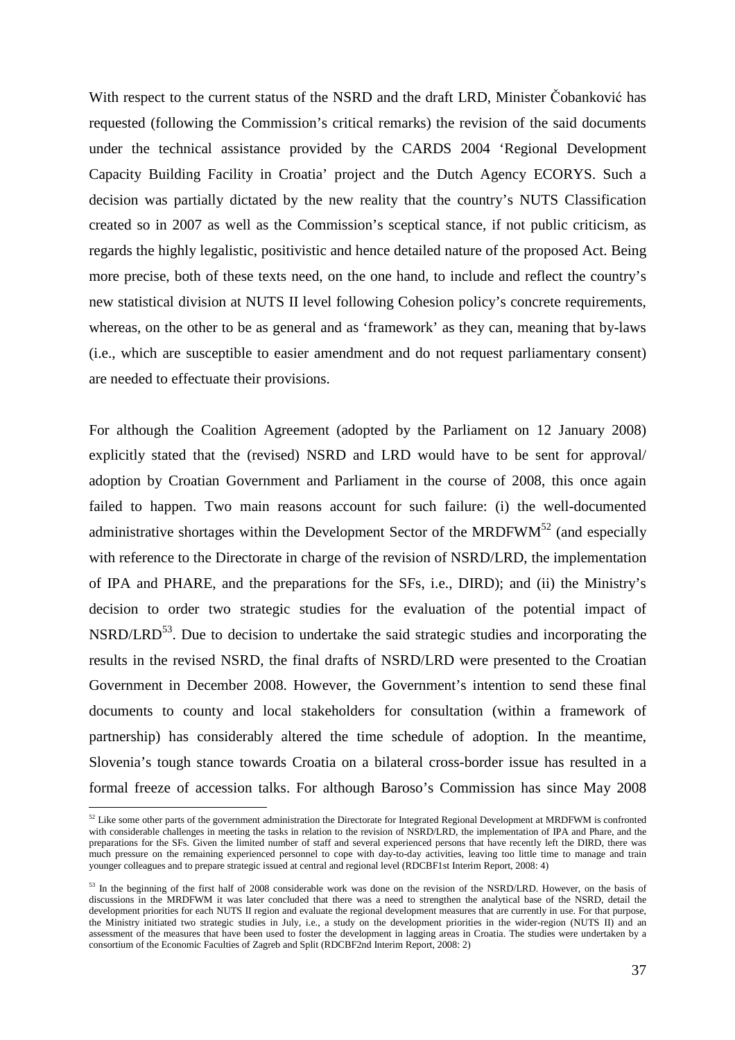With respect to the current status of the NSRD and the draft LRD, Minister Čobanković has requested (following the Commission's critical remarks) the revision of the said documents under the technical assistance provided by the CARDS 2004 'Regional Development Capacity Building Facility in Croatia' project and the Dutch Agency ECORYS. Such a decision was partially dictated by the new reality that the country's NUTS Classification created so in 2007 as well as the Commission's sceptical stance, if not public criticism, as regards the highly legalistic, positivistic and hence detailed nature of the proposed Act. Being more precise, both of these texts need, on the one hand, to include and reflect the country's new statistical division at NUTS II level following Cohesion policy's concrete requirements, whereas, on the other to be as general and as 'framework' as they can, meaning that by-laws (i.e., which are susceptible to easier amendment and do not request parliamentary consent) are needed to effectuate their provisions.

For although the Coalition Agreement (adopted by the Parliament on 12 January 2008) explicitly stated that the (revised) NSRD and LRD would have to be sent for approval/ adoption by Croatian Government and Parliament in the course of 2008, this once again failed to happen. Two main reasons account for such failure: (i) the well-documented administrative shortages within the Development Sector of the MRDFWM[52] (and especially with reference to the Directorate in charge of the revision of NSRD/LRD, the implementation of IPA and PHARE, and the preparations for the SFs, i.e., DIRD); and (ii) the Ministry's decision to order two strategic studies for the evaluation of the potential impact of NSRD/LRD[53]. Due to decision to undertake the said strategic studies and incorporating the results in the revised NSRD, the final drafts of NSRD/LRD were presented to the Croatian Government in December 2008. However, the Government's intention to send these final documents to county and local stakeholders for consultation (within a framework of partnership) has considerably altered the time schedule of adoption. In the meantime, Slovenia's tough stance towards Croatia on a bilateral cross-border issue has resulted in a formal freeze of accession talks. For although Baroso's Commission has since May 2008

---

[52] Like some other parts of the government administration the Directorate for Integrated Regional Development at MRDFWM is confronted with considerable challenges in meeting the tasks in relation to the revision of NSRD/LRD, the implementation of IPA and Phare, and the preparations for the SFs. Given the limited number of staff and several experienced persons that have recently left the DIRD, there was much pressure on the remaining experienced personnel to cope with day-to-day activities, leaving too little time to manage and train younger colleagues and to prepare strategic issued at central and regional level (RDCBF1st Interim Report, 2008: 4)

[53] In the beginning of the first half of 2008 considerable work was done on the revision of the NSRD/LRD. However, on the basis of discussions in the MRDFWM it was later concluded that there was a need to strengthen the analytical base of the NSRD, detail the development priorities for each NUTS II region and evaluate the regional development measures that are currently in use. For that purpose, the Ministry initiated two strategic studies in July, i.e., a study on the development priorities in the wider-region (NUTS II) and an assessment of the measures that have been used to foster the development in lagging areas in Croatia. The studies were undertaken by a consortium of the Economic Faculties of Zagreb and Split (RDCBF2nd Interim Report, 2008: 2)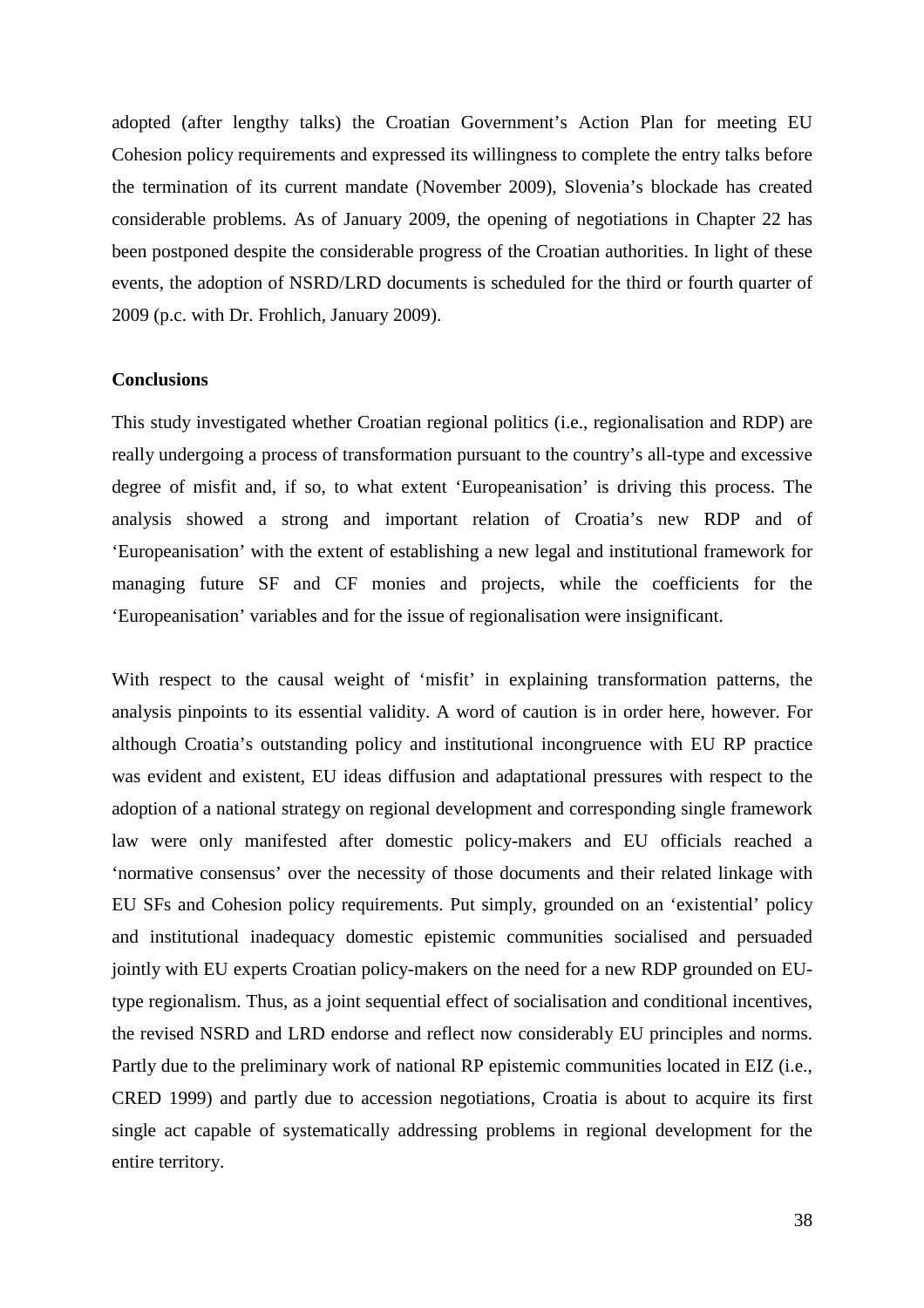adopted (after lengthy talks) the Croatian Government's Action Plan for meeting EU Cohesion policy requirements and expressed its willingness to complete the entry talks before the termination of its current mandate (November 2009), Slovenia's blockade has created considerable problems. As of January 2009, the opening of negotiations in Chapter 22 has been postponed despite the considerable progress of the Croatian authorities. In light of these events, the adoption of NSRD/LRD documents is scheduled for the third or fourth quarter of 2009 (p.c. with Dr. Frohlich, January 2009).

**Conclusions**

This study investigated whether Croatian regional politics (i.e., regionalisation and RDP) are really undergoing a process of transformation pursuant to the country's all-type and excessive degree of misfit and, if so, to what extent 'Europeanisation' is driving this process. The analysis showed a strong and important relation of Croatia's new RDP and of 'Europeanisation' with the extent of establishing a new legal and institutional framework for managing future SF and CF monies and projects, while the coefficients for the 'Europeanisation' variables and for the issue of regionalisation were insignificant.

With respect to the causal weight of 'misfit' in explaining transformation patterns, the analysis pinpoints to its essential validity. A word of caution is in order here, however. For although Croatia's outstanding policy and institutional incongruence with EU RP practice was evident and existent, EU ideas diffusion and adaptational pressures with respect to the adoption of a national strategy on regional development and corresponding single framework law were only manifested after domestic policy-makers and EU officials reached a 'normative consensus' over the necessity of those documents and their related linkage with EU SFs and Cohesion policy requirements. Put simply, grounded on an 'existential' policy and institutional inadequacy domestic epistemic communities socialised and persuaded jointly with EU experts Croatian policy-makers on the need for a new RDP grounded on EU-type regionalism. Thus, as a joint sequential effect of socialisation and conditional incentives, the revised NSRD and LRD endorse and reflect now considerably EU principles and norms. Partly due to the preliminary work of national RP epistemic communities located in EIZ (i.e., CRED 1999) and partly due to accession negotiations, Croatia is about to acquire its first single act capable of systematically addressing problems in regional development for the entire territory.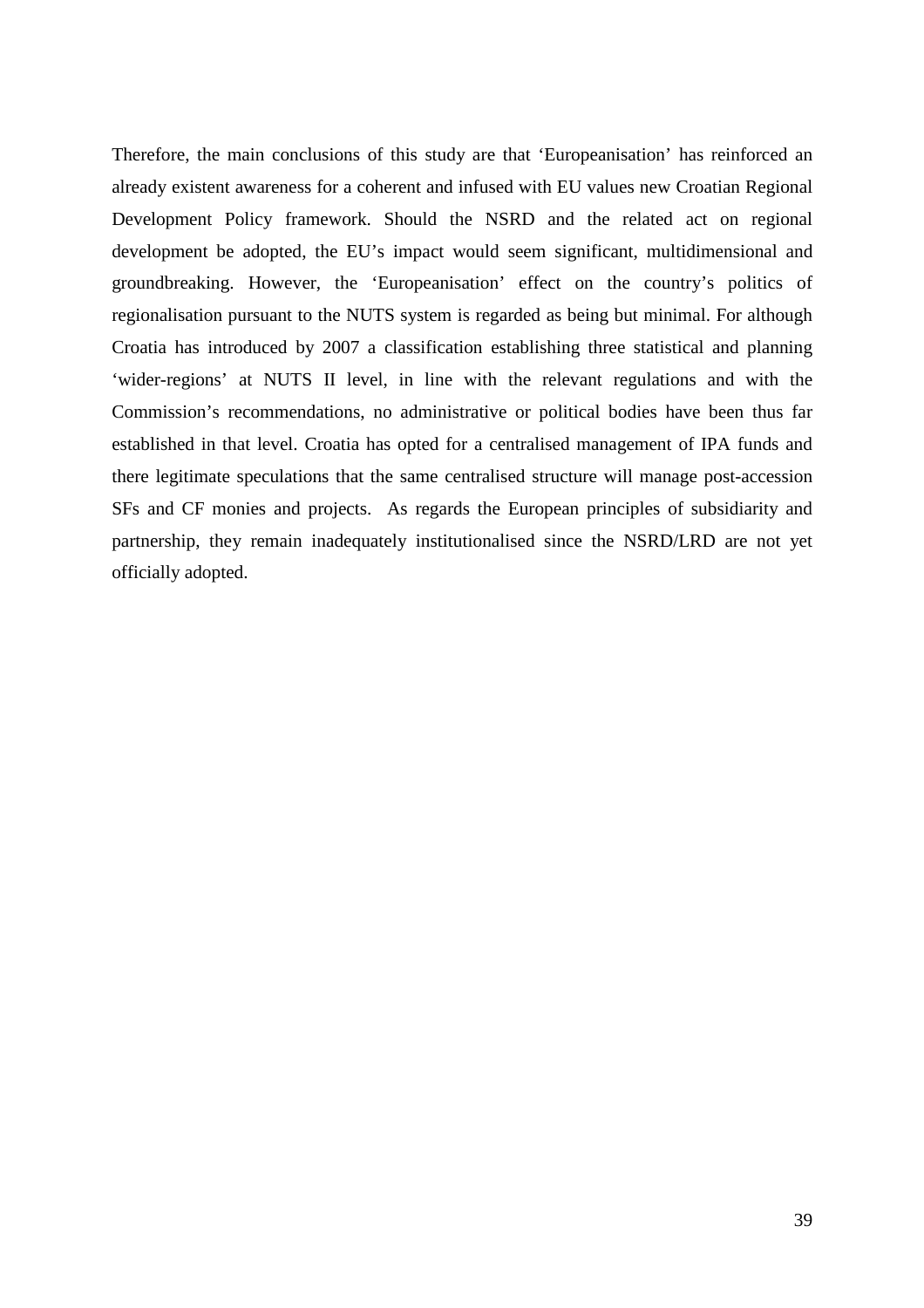Therefore, the main conclusions of this study are that ‘Europeanisation’ has reinforced an already existent awareness for a coherent and infused with EU values new Croatian Regional Development Policy framework. Should the NSRD and the related act on regional development be adopted, the EU’s impact would seem significant, multidimensional and groundbreaking. However, the ‘Europeanisation’ effect on the country’s politics of regionalisation pursuant to the NUTS system is regarded as being but minimal. For although Croatia has introduced by 2007 a classification establishing three statistical and planning ‘wider-regions’ at NUTS II level, in line with the relevant regulations and with the Commission’s recommendations, no administrative or political bodies have been thus far established in that level. Croatia has opted for a centralised management of IPA funds and there legitimate speculations that the same centralised structure will manage post-accession SFs and CF monies and projects.  As regards the European principles of subsidiarity and partnership, they remain inadequately institutionalised since the NSRD/LRD are not yet officially adopted.